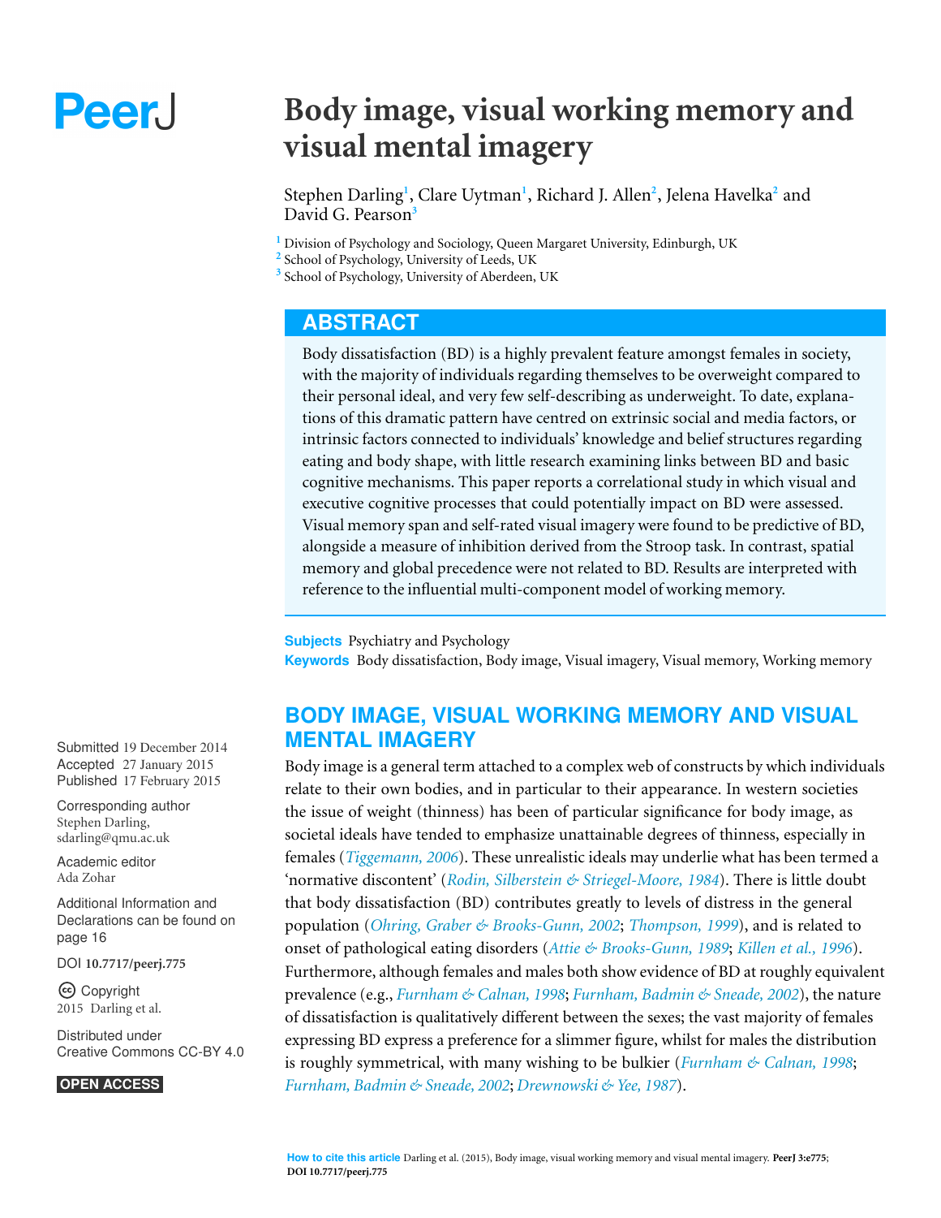# Body image, visual working memory and visual mental imagery

Stephen Darling[1], Clare Uytman[1], Richard J. Allen[2], Jelena Havelka[2] and David G. Pearson[3]

[1] Division of Psychology and Sociology, Queen Margaret University, Edinburgh, UK
[2] School of Psychology, University of Leeds, UK
[3] School of Psychology, University of Aberdeen, UK

## ABSTRACT

Body dissatisfaction (BD) is a highly prevalent feature amongst females in society, with the majority of individuals regarding themselves to be overweight compared to their personal ideal, and very few self-describing as underweight. To date, explanations of this dramatic pattern have centred on extrinsic social and media factors, or intrinsic factors connected to individuals' knowledge and belief structures regarding eating and body shape, with little research examining links between BD and basic cognitive mechanisms. This paper reports a correlational study in which visual and executive cognitive processes that could potentially impact on BD were assessed. Visual memory span and self-rated visual imagery were found to be predictive of BD, alongside a measure of inhibition derived from the Stroop task. In contrast, spatial memory and global precedence were not related to BD. Results are interpreted with reference to the influential multi-component model of working memory.

**Subjects** Psychiatry and Psychology
**Keywords** Body dissatisfaction, Body image, Visual imagery, Visual memory, Working memory

Submitted 19 December 2014
Accepted 27 January 2015
Published 17 February 2015

Corresponding author
Stephen Darling, sdarling@qmu.ac.uk

Academic editor
Ada Zohar

Additional Information and Declarations can be found on page 16

DOI 10.7717/peerj.775

Copyright
2015 Darling et al.

Distributed under
Creative Commons CC-BY 4.0

OPEN ACCESS

## BODY IMAGE, VISUAL WORKING MEMORY AND VISUAL MENTAL IMAGERY

Body image is a general term attached to a complex web of constructs by which individuals relate to their own bodies, and in particular to their appearance. In western societies the issue of weight (thinness) has been of particular significance for body image, as societal ideals have tended to emphasize unattainable degrees of thinness, especially in females (*Tiggemann, 2006*). These unrealistic ideals may underlie what has been termed a 'normative discontent' (*Rodin, Silberstein & Striegel-Moore, 1984*). There is little doubt that body dissatisfaction (BD) contributes greatly to levels of distress in the general population (*Ohring, Graber & Brooks-Gunn, 2002*; *Thompson, 1999*), and is related to onset of pathological eating disorders (*Attie & Brooks-Gunn, 1989*; *Killen et al., 1996*). Furthermore, although females and males both show evidence of BD at roughly equivalent prevalence (e.g., *Furnham & Calnan, 1998*; *Furnham, Badmin & Sneade, 2002*), the nature of dissatisfaction is qualitatively different between the sexes; the vast majority of females expressing BD express a preference for a slimmer figure, whilst for males the distribution is roughly symmetrical, with many wishing to be bulkier (*Furnham & Calnan, 1998*; *Furnham, Badmin & Sneade, 2002*; *Drewnowski & Yee, 1987*).

**How to cite this article** Darling et al. (2015), Body image, visual working memory and visual mental imagery. **PeerJ 3:e775**; **DOI 10.7717/peerj.775**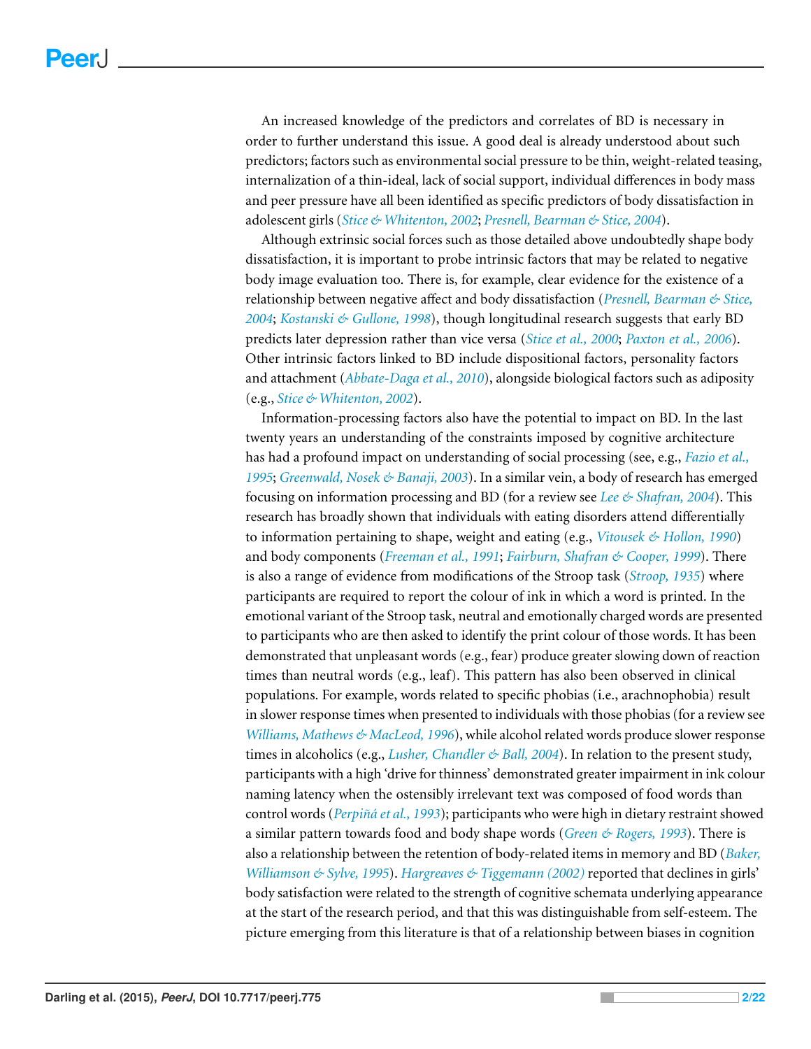An increased knowledge of the predictors and correlates of BD is necessary in order to further understand this issue. A good deal is already understood about such predictors; factors such as environmental social pressure to be thin, weight-related teasing, internalization of a thin-ideal, lack of social support, individual differences in body mass and peer pressure have all been identified as specific predictors of body dissatisfaction in adolescent girls (*Stice & Whitenton, 2002*; *Presnell, Bearman & Stice, 2004*).

Although extrinsic social forces such as those detailed above undoubtedly shape body dissatisfaction, it is important to probe intrinsic factors that may be related to negative body image evaluation too. There is, for example, clear evidence for the existence of a relationship between negative affect and body dissatisfaction (*Presnell, Bearman & Stice, 2004*; *Kostanski & Gullone, 1998*), though longitudinal research suggests that early BD predicts later depression rather than vice versa (*Stice et al., 2000*; *Paxton et al., 2006*). Other intrinsic factors linked to BD include dispositional factors, personality factors and attachment (*Abbate-Daga et al., 2010*), alongside biological factors such as adiposity (e.g., *Stice & Whitenton, 2002*).

Information-processing factors also have the potential to impact on BD. In the last twenty years an understanding of the constraints imposed by cognitive architecture has had a profound impact on understanding of social processing (see, e.g., *Fazio et al., 1995*; *Greenwald, Nosek & Banaji, 2003*). In a similar vein, a body of research has emerged focusing on information processing and BD (for a review see *Lee & Shafran, 2004*). This research has broadly shown that individuals with eating disorders attend differentially to information pertaining to shape, weight and eating (e.g., *Vitousek & Hollon, 1990*) and body components (*Freeman et al., 1991*; *Fairburn, Shafran & Cooper, 1999*). There is also a range of evidence from modifications of the Stroop task (*Stroop, 1935*) where participants are required to report the colour of ink in which a word is printed. In the emotional variant of the Stroop task, neutral and emotionally charged words are presented to participants who are then asked to identify the print colour of those words. It has been demonstrated that unpleasant words (e.g., fear) produce greater slowing down of reaction times than neutral words (e.g., leaf). This pattern has also been observed in clinical populations. For example, words related to specific phobias (i.e., arachnophobia) result in slower response times when presented to individuals with those phobias (for a review see *Williams, Mathews & MacLeod, 1996*), while alcohol related words produce slower response times in alcoholics (e.g., *Lusher, Chandler & Ball, 2004*). In relation to the present study, participants with a high 'drive for thinness' demonstrated greater impairment in ink colour naming latency when the ostensibly irrelevant text was composed of food words than control words (*Perpiñá et al., 1993*); participants who were high in dietary restraint showed a similar pattern towards food and body shape words (*Green & Rogers, 1993*). There is also a relationship between the retention of body-related items in memory and BD (*Baker, Williamson & Sylve, 1995*). *Hargreaves & Tiggemann (2002)* reported that declines in girls' body satisfaction were related to the strength of cognitive schemata underlying appearance at the start of the research period, and that this was distinguishable from self-esteem. The picture emerging from this literature is that of a relationship between biases in cognition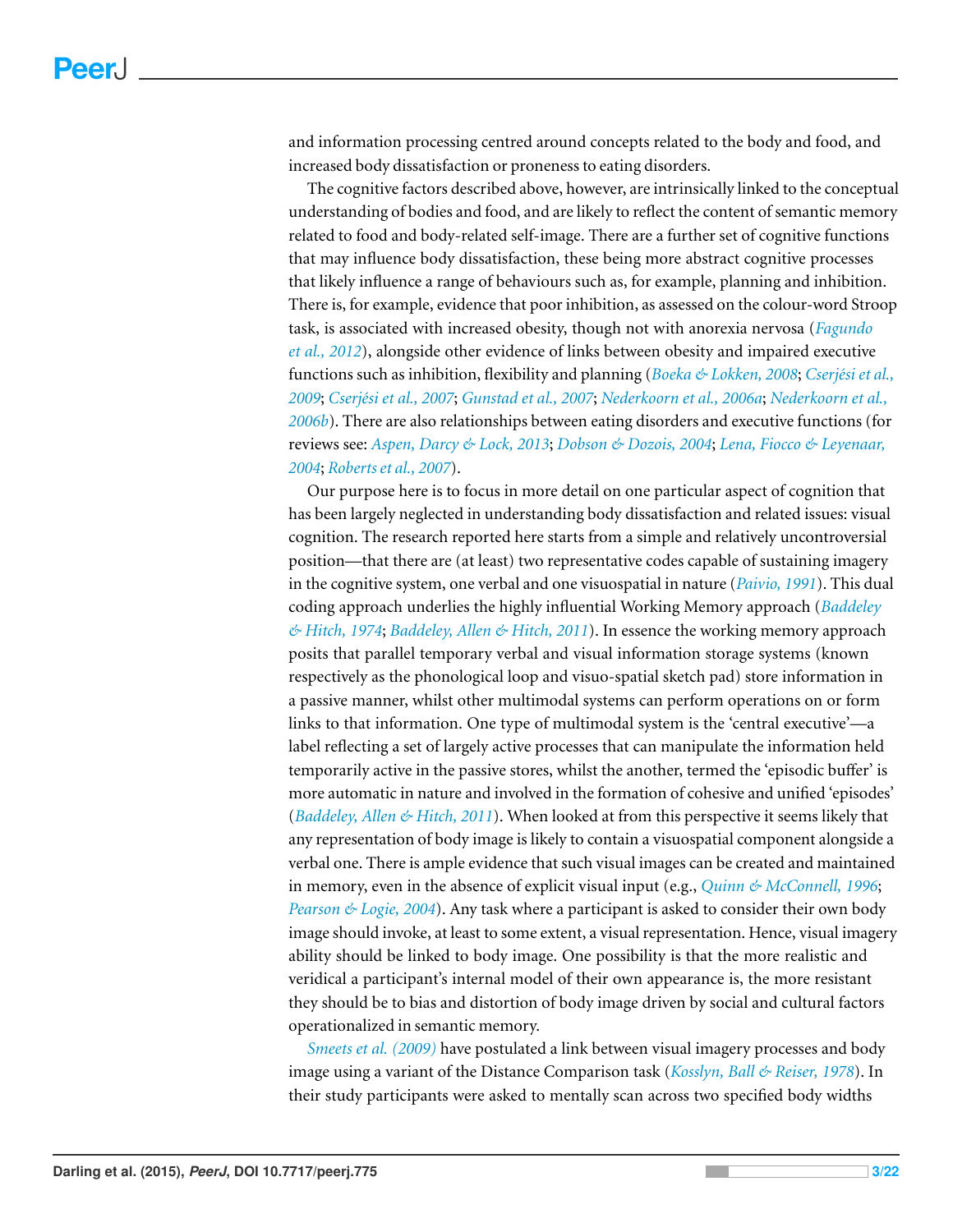and information processing centred around concepts related to the body and food, and increased body dissatisfaction or proneness to eating disorders.

The cognitive factors described above, however, are intrinsically linked to the conceptual understanding of bodies and food, and are likely to reflect the content of semantic memory related to food and body-related self-image. There are a further set of cognitive functions that may influence body dissatisfaction, these being more abstract cognitive processes that likely influence a range of behaviours such as, for example, planning and inhibition. There is, for example, evidence that poor inhibition, as assessed on the colour-word Stroop task, is associated with increased obesity, though not with anorexia nervosa (*Fagundo et al., 2012*), alongside other evidence of links between obesity and impaired executive functions such as inhibition, flexibility and planning (*Boeka & Lokken, 2008*; *Cserjési et al., 2009*; *Cserjési et al., 2007*; *Gunstad et al., 2007*; *Nederkoorn et al., 2006a*; *Nederkoorn et al., 2006b*). There are also relationships between eating disorders and executive functions (for reviews see: *Aspen, Darcy & Lock, 2013*; *Dobson & Dozois, 2004*; *Lena, Fiocco & Leyenaar, 2004*; *Roberts et al., 2007*).

Our purpose here is to focus in more detail on one particular aspect of cognition that has been largely neglected in understanding body dissatisfaction and related issues: visual cognition. The research reported here starts from a simple and relatively uncontroversial position—that there are (at least) two representative codes capable of sustaining imagery in the cognitive system, one verbal and one visuospatial in nature (*Paivio, 1991*). This dual coding approach underlies the highly influential Working Memory approach (*Baddeley & Hitch, 1974*; *Baddeley, Allen & Hitch, 2011*). In essence the working memory approach posits that parallel temporary verbal and visual information storage systems (known respectively as the phonological loop and visuo-spatial sketch pad) store information in a passive manner, whilst other multimodal systems can perform operations on or form links to that information. One type of multimodal system is the 'central executive'—a label reflecting a set of largely active processes that can manipulate the information held temporarily active in the passive stores, whilst the another, termed the 'episodic buffer' is more automatic in nature and involved in the formation of cohesive and unified 'episodes' (*Baddeley, Allen & Hitch, 2011*). When looked at from this perspective it seems likely that any representation of body image is likely to contain a visuospatial component alongside a verbal one. There is ample evidence that such visual images can be created and maintained in memory, even in the absence of explicit visual input (e.g., *Quinn & McConnell, 1996*; *Pearson & Logie, 2004*). Any task where a participant is asked to consider their own body image should invoke, at least to some extent, a visual representation. Hence, visual imagery ability should be linked to body image. One possibility is that the more realistic and veridical a participant's internal model of their own appearance is, the more resistant they should be to bias and distortion of body image driven by social and cultural factors operationalized in semantic memory.

*Smeets et al. (2009)* have postulated a link between visual imagery processes and body image using a variant of the Distance Comparison task (*Kosslyn, Ball & Reiser, 1978*). In their study participants were asked to mentally scan across two specified body widths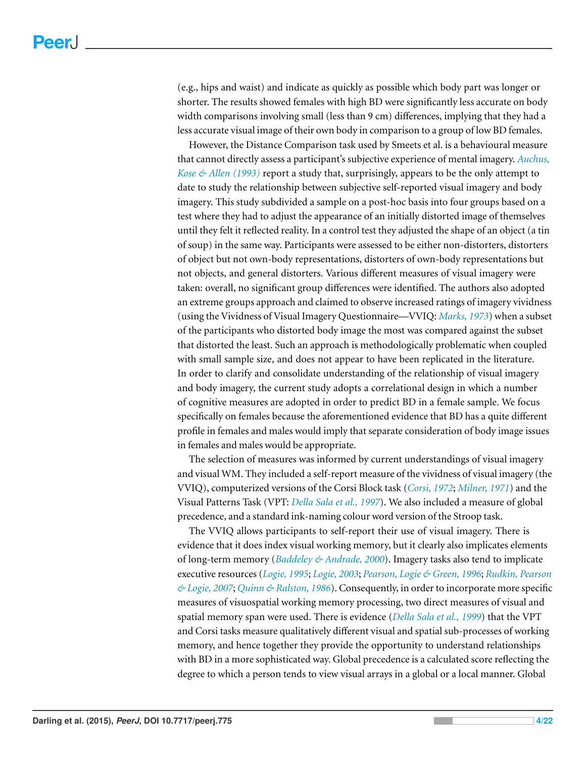(e.g., hips and waist) and indicate as quickly as possible which body part was longer or shorter. The results showed females with high BD were significantly less accurate on body width comparisons involving small (less than 9 cm) differences, implying that they had a less accurate visual image of their own body in comparison to a group of low BD females.

However, the Distance Comparison task used by Smeets et al. is a behavioural measure that cannot directly assess a participant's subjective experience of mental imagery. *Auchus, Kose & Allen (1993)* report a study that, surprisingly, appears to be the only attempt to date to study the relationship between subjective self-reported visual imagery and body imagery. This study subdivided a sample on a post-hoc basis into four groups based on a test where they had to adjust the appearance of an initially distorted image of themselves until they felt it reflected reality. In a control test they adjusted the shape of an object (a tin of soup) in the same way. Participants were assessed to be either non-distorters, distorters of object but not own-body representations, distorters of own-body representations but not objects, and general distorters. Various different measures of visual imagery were taken: overall, no significant group differences were identified. The authors also adopted an extreme groups approach and claimed to observe increased ratings of imagery vividness (using the Vividness of Visual Imagery Questionnaire—VVIQ: *Marks, 1973*) when a subset of the participants who distorted body image the most was compared against the subset that distorted the least. Such an approach is methodologically problematic when coupled with small sample size, and does not appear to have been replicated in the literature. In order to clarify and consolidate understanding of the relationship of visual imagery and body imagery, the current study adopts a correlational design in which a number of cognitive measures are adopted in order to predict BD in a female sample. We focus specifically on females because the aforementioned evidence that BD has a quite different profile in females and males would imply that separate consideration of body image issues in females and males would be appropriate.

The selection of measures was informed by current understandings of visual imagery and visual WM. They included a self-report measure of the vividness of visual imagery (the VVIQ), computerized versions of the Corsi Block task (*Corsi, 1972*; *Milner, 1971*) and the Visual Patterns Task (VPT: *Della Sala et al., 1997*). We also included a measure of global precedence, and a standard ink-naming colour word version of the Stroop task.

The VVIQ allows participants to self-report their use of visual imagery. There is evidence that it does index visual working memory, but it clearly also implicates elements of long-term memory (*Baddeley & Andrade, 2000*). Imagery tasks also tend to implicate executive resources (*Logie, 1995*; *Logie, 2003*; *Pearson, Logie & Green, 1996*; *Rudkin, Pearson & Logie, 2007*; *Quinn & Ralston, 1986*). Consequently, in order to incorporate more specific measures of visuospatial working memory processing, two direct measures of visual and spatial memory span were used. There is evidence (*Della Sala et al., 1999*) that the VPT and Corsi tasks measure qualitatively different visual and spatial sub-processes of working memory, and hence together they provide the opportunity to understand relationships with BD in a more sophisticated way. Global precedence is a calculated score reflecting the degree to which a person tends to view visual arrays in a global or a local manner. Global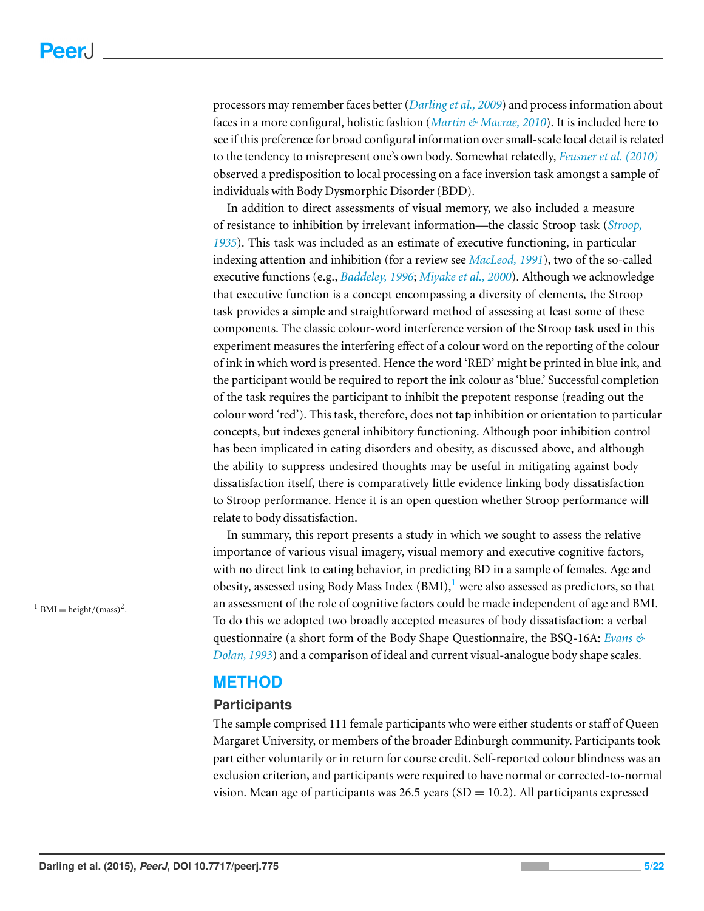processors may remember faces better (*Darling et al., 2009*) and process information about faces in a more configural, holistic fashion (*Martin & Macrae, 2010*). It is included here to see if this preference for broad configural information over small-scale local detail is related to the tendency to misrepresent one's own body. Somewhat relatedly, *Feusner et al. (2010)* observed a predisposition to local processing on a face inversion task amongst a sample of individuals with Body Dysmorphic Disorder (BDD).

In addition to direct assessments of visual memory, we also included a measure of resistance to inhibition by irrelevant information—the classic Stroop task (*Stroop, 1935*). This task was included as an estimate of executive functioning, in particular indexing attention and inhibition (for a review see *MacLeod, 1991*), two of the so-called executive functions (e.g., *Baddeley, 1996*; *Miyake et al., 2000*). Although we acknowledge that executive function is a concept encompassing a diversity of elements, the Stroop task provides a simple and straightforward method of assessing at least some of these components. The classic colour-word interference version of the Stroop task used in this experiment measures the interfering effect of a colour word on the reporting of the colour of ink in which word is presented. Hence the word 'RED' might be printed in blue ink, and the participant would be required to report the ink colour as 'blue.' Successful completion of the task requires the participant to inhibit the prepotent response (reading out the colour word 'red'). This task, therefore, does not tap inhibition or orientation to particular concepts, but indexes general inhibitory functioning. Although poor inhibition control has been implicated in eating disorders and obesity, as discussed above, and although the ability to suppress undesired thoughts may be useful in mitigating against body dissatisfaction itself, there is comparatively little evidence linking body dissatisfaction to Stroop performance. Hence it is an open question whether Stroop performance will relate to body dissatisfaction.

In summary, this report presents a study in which we sought to assess the relative importance of various visual imagery, visual memory and executive cognitive factors, with no direct link to eating behavior, in predicting BD in a sample of females. Age and obesity, assessed using Body Mass Index (BMI),[1] were also assessed as predictors, so that an assessment of the role of cognitive factors could be made independent of age and BMI. To do this we adopted two broadly accepted measures of body dissatisfaction: a verbal questionnaire (a short form of the Body Shape Questionnaire, the BSQ-16A: *Evans & Dolan, 1993*) and a comparison of ideal and current visual-analogue body shape scales.

[1] BMI = height/$(\text{mass})^2$.

# METHOD

## Participants

The sample comprised 111 female participants who were either students or staff of Queen Margaret University, or members of the broader Edinburgh community. Participants took part either voluntarily or in return for course credit. Self-reported colour blindness was an exclusion criterion, and participants were required to have normal or corrected-to-normal vision. Mean age of participants was 26.5 years (SD = 10.2). All participants expressed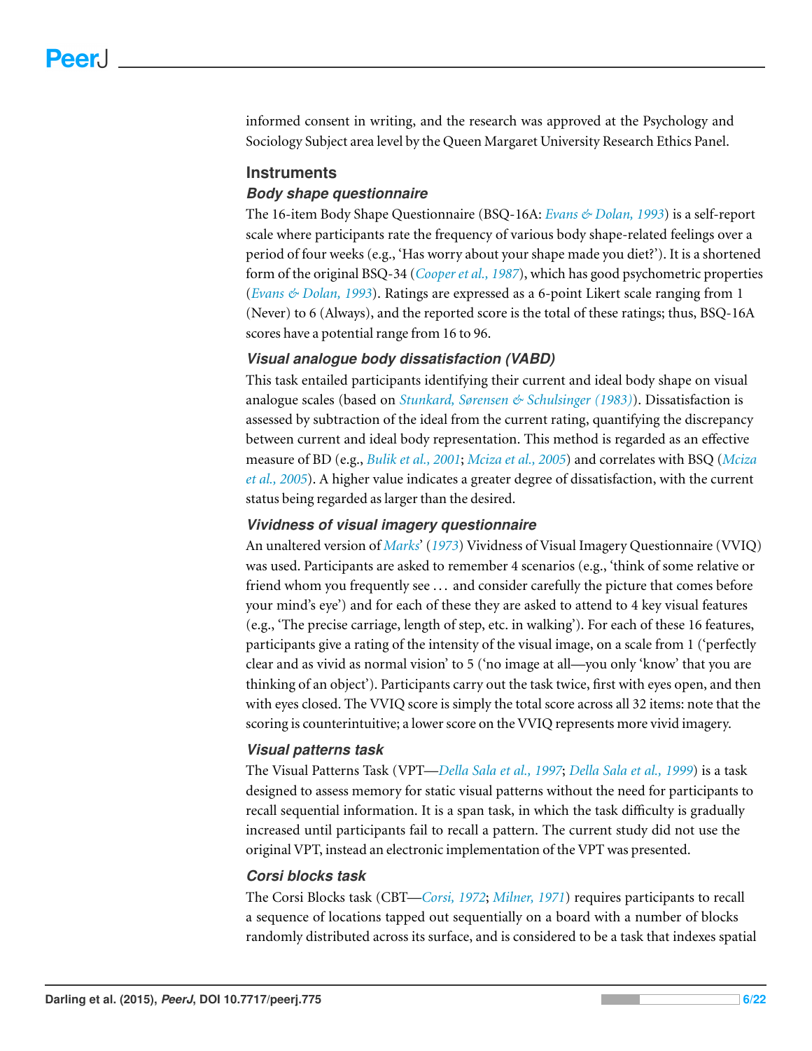informed consent in writing, and the research was approved at the Psychology and Sociology Subject area level by the Queen Margaret University Research Ethics Panel.

## Instruments

### *Body shape questionnaire*

The 16-item Body Shape Questionnaire (BSQ-16A: *Evans & Dolan, 1993*) is a self-report scale where participants rate the frequency of various body shape-related feelings over a period of four weeks (e.g., 'Has worry about your shape made you diet?'). It is a shortened form of the original BSQ-34 (*Cooper et al., 1987*), which has good psychometric properties (*Evans & Dolan, 1993*). Ratings are expressed as a 6-point Likert scale ranging from 1 (Never) to 6 (Always), and the reported score is the total of these ratings; thus, BSQ-16A scores have a potential range from 16 to 96.

### *Visual analogue body dissatisfaction (VABD)*

This task entailed participants identifying their current and ideal body shape on visual analogue scales (based on *Stunkard, Sørensen & Schulsinger (1983)*). Dissatisfaction is assessed by subtraction of the ideal from the current rating, quantifying the discrepancy between current and ideal body representation. This method is regarded as an effective measure of BD (e.g., *Bulik et al., 2001*; *Mciza et al., 2005*) and correlates with BSQ (*Mciza et al., 2005*). A higher value indicates a greater degree of dissatisfaction, with the current status being regarded as larger than the desired.

### *Vividness of visual imagery questionnaire*

An unaltered version of *Marks*' (*1973*) Vividness of Visual Imagery Questionnaire (VVIQ) was used. Participants are asked to remember 4 scenarios (e.g., 'think of some relative or friend whom you frequently see ... and consider carefully the picture that comes before your mind's eye') and for each of these they are asked to attend to 4 key visual features (e.g., 'The precise carriage, length of step, etc. in walking'). For each of these 16 features, participants give a rating of the intensity of the visual image, on a scale from 1 ('perfectly clear and as vivid as normal vision' to 5 ('no image at all—you only 'know' that you are thinking of an object'). Participants carry out the task twice, first with eyes open, and then with eyes closed. The VVIQ score is simply the total score across all 32 items: note that the scoring is counterintuitive; a lower score on the VVIQ represents more vivid imagery.

### *Visual patterns task*

The Visual Patterns Task (VPT—*Della Sala et al., 1997*; *Della Sala et al., 1999*) is a task designed to assess memory for static visual patterns without the need for participants to recall sequential information. It is a span task, in which the task difficulty is gradually increased until participants fail to recall a pattern. The current study did not use the original VPT, instead an electronic implementation of the VPT was presented.

### *Corsi blocks task*

The Corsi Blocks task (CBT—*Corsi, 1972*; *Milner, 1971*) requires participants to recall a sequence of locations tapped out sequentially on a board with a number of blocks randomly distributed across its surface, and is considered to be a task that indexes spatial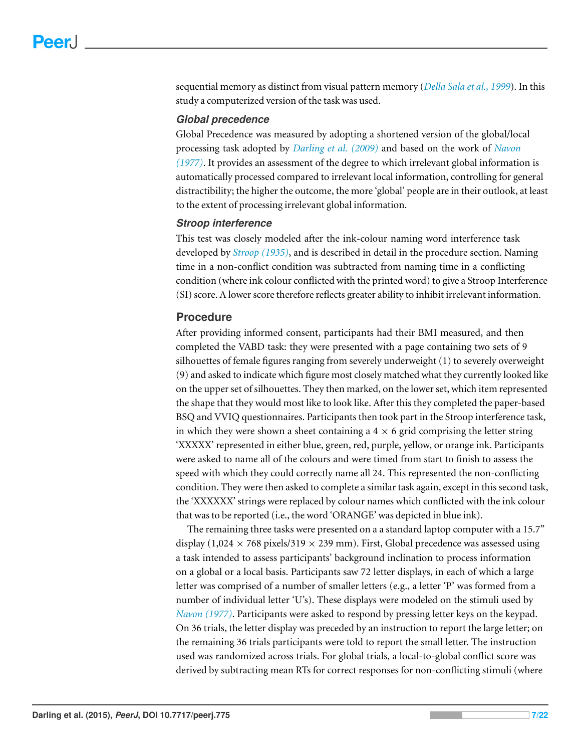sequential memory as distinct from visual pattern memory (*Della Sala et al., 1999*). In this study a computerized version of the task was used.

### Global precedence

Global Precedence was measured by adopting a shortened version of the global/local processing task adopted by *Darling et al. (2009)* and based on the work of *Navon (1977)*. It provides an assessment of the degree to which irrelevant global information is automatically processed compared to irrelevant local information, controlling for general distractibility; the higher the outcome, the more 'global' people are in their outlook, at least to the extent of processing irrelevant global information.

### Stroop interference

This test was closely modeled after the ink-colour naming word interference task developed by *Stroop (1935)*, and is described in detail in the procedure section. Naming time in a non-conflict condition was subtracted from naming time in a conflicting condition (where ink colour conflicted with the printed word) to give a Stroop Interference (SI) score. A lower score therefore reflects greater ability to inhibit irrelevant information.

## Procedure

After providing informed consent, participants had their BMI measured, and then completed the VABD task: they were presented with a page containing two sets of 9 silhouettes of female figures ranging from severely underweight (1) to severely overweight (9) and asked to indicate which figure most closely matched what they currently looked like on the upper set of silhouettes. They then marked, on the lower set, which item represented the shape that they would most like to look like. After this they completed the paper-based BSQ and VVIQ questionnaires. Participants then took part in the Stroop interference task, in which they were shown a sheet containing a $4 \times 6$ grid comprising the letter string 'XXXXX' represented in either blue, green, red, purple, yellow, or orange ink. Participants were asked to name all of the colours and were timed from start to finish to assess the speed with which they could correctly name all 24. This represented the non-conflicting condition. They were then asked to complete a similar task again, except in this second task, the 'XXXXXX' strings were replaced by colour names which conflicted with the ink colour that was to be reported (i.e., the word 'ORANGE' was depicted in blue ink).

The remaining three tasks were presented on a a standard laptop computer with a 15.7" display ($1{,}024 \times 768$ pixels/$319 \times 239$ mm). First, Global precedence was assessed using a task intended to assess participants' background inclination to process information on a global or a local basis. Participants saw 72 letter displays, in each of which a large letter was comprised of a number of smaller letters (e.g., a letter 'P' was formed from a number of individual letter 'U's). These displays were modeled on the stimuli used by *Navon (1977)*. Participants were asked to respond by pressing letter keys on the keypad. On 36 trials, the letter display was preceded by an instruction to report the large letter; on the remaining 36 trials participants were told to report the small letter. The instruction used was randomized across trials. For global trials, a local-to-global conflict score was derived by subtracting mean RTs for correct responses for non-conflicting stimuli (where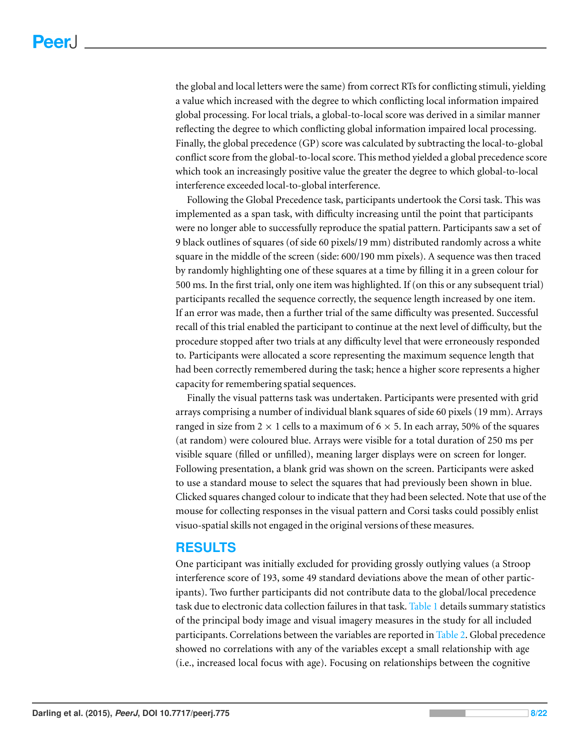the global and local letters were the same) from correct RTs for conflicting stimuli, yielding a value which increased with the degree to which conflicting local information impaired global processing. For local trials, a global-to-local score was derived in a similar manner reflecting the degree to which conflicting global information impaired local processing. Finally, the global precedence (GP) score was calculated by subtracting the local-to-global conflict score from the global-to-local score. This method yielded a global precedence score which took an increasingly positive value the greater the degree to which global-to-local interference exceeded local-to-global interference.

Following the Global Precedence task, participants undertook the Corsi task. This was implemented as a span task, with difficulty increasing until the point that participants were no longer able to successfully reproduce the spatial pattern. Participants saw a set of 9 black outlines of squares (of side 60 pixels/19 mm) distributed randomly across a white square in the middle of the screen (side: 600/190 mm pixels). A sequence was then traced by randomly highlighting one of these squares at a time by filling it in a green colour for 500 ms. In the first trial, only one item was highlighted. If (on this or any subsequent trial) participants recalled the sequence correctly, the sequence length increased by one item. If an error was made, then a further trial of the same difficulty was presented. Successful recall of this trial enabled the participant to continue at the next level of difficulty, but the procedure stopped after two trials at any difficulty level that were erroneously responded to. Participants were allocated a score representing the maximum sequence length that had been correctly remembered during the task; hence a higher score represents a higher capacity for remembering spatial sequences.

Finally the visual patterns task was undertaken. Participants were presented with grid arrays comprising a number of individual blank squares of side 60 pixels (19 mm). Arrays ranged in size from $2 \times 1$ cells to a maximum of $6 \times 5$. In each array, 50% of the squares (at random) were coloured blue. Arrays were visible for a total duration of 250 ms per visible square (filled or unfilled), meaning larger displays were on screen for longer. Following presentation, a blank grid was shown on the screen. Participants were asked to use a standard mouse to select the squares that had previously been shown in blue. Clicked squares changed colour to indicate that they had been selected. Note that use of the mouse for collecting responses in the visual pattern and Corsi tasks could possibly enlist visuo-spatial skills not engaged in the original versions of these measures.

## RESULTS

One participant was initially excluded for providing grossly outlying values (a Stroop interference score of 193, some 49 standard deviations above the mean of other participants). Two further participants did not contribute data to the global/local precedence task due to electronic data collection failures in that task. Table 1 details summary statistics of the principal body image and visual imagery measures in the study for all included participants. Correlations between the variables are reported in Table 2. Global precedence showed no correlations with any of the variables except a small relationship with age (i.e., increased local focus with age). Focusing on relationships between the cognitive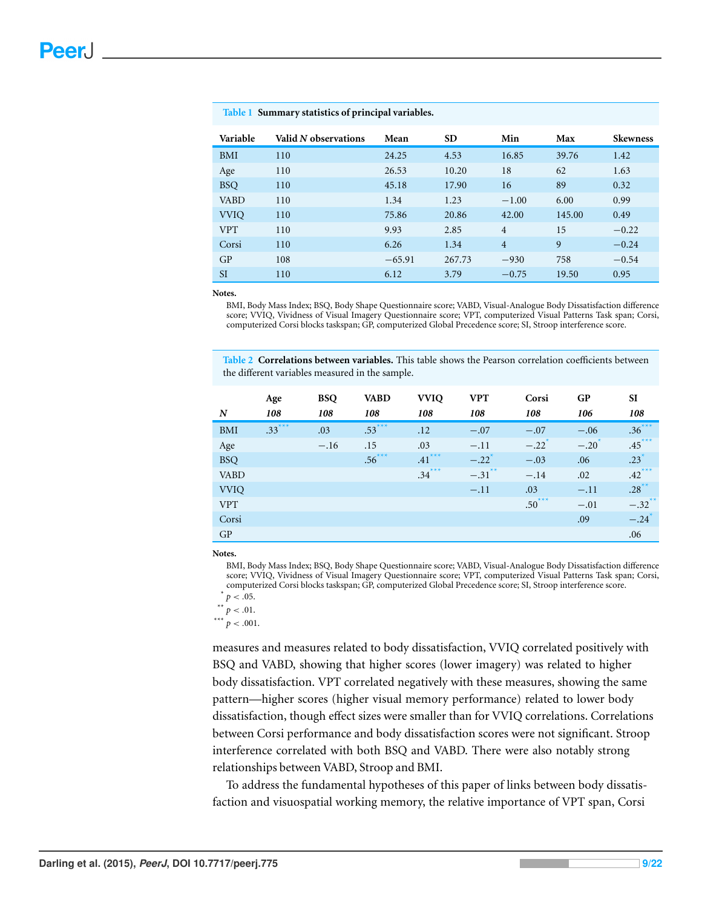**Table 1 Summary statistics of principal variables.**

| Variable | Valid *N* observations | Mean | SD | Min | Max | Skewness |
|---|---|---|---|---|---|---|
| BMI | 110 | 24.25 | 4.53 | 16.85 | 39.76 | 1.42 |
| Age | 110 | 26.53 | 10.20 | 18 | 62 | 1.63 |
| BSQ | 110 | 45.18 | 17.90 | 16 | 89 | 0.32 |
| VABD | 110 | 1.34 | 1.23 | −1.00 | 6.00 | 0.99 |
| VVIQ | 110 | 75.86 | 20.86 | 42.00 | 145.00 | 0.49 |
| VPT | 110 | 9.93 | 2.85 | 4 | 15 | −0.22 |
| Corsi | 110 | 6.26 | 1.34 | 4 | 9 | −0.24 |
| GP | 108 | −65.91 | 267.73 | −930 | 758 | −0.54 |
| SI | 110 | 6.12 | 3.79 | −0.75 | 19.50 | 0.95 |

**Notes.**

BMI, Body Mass Index; BSQ, Body Shape Questionnaire score; VABD, Visual-Analogue Body Dissatisfaction difference score; VVIQ, Vividness of Visual Imagery Questionnaire score; VPT, computerized Visual Patterns Task span; Corsi, computerized Corsi blocks taskspan; GP, computerized Global Precedence score; SI, Stroop interference score.

**Table 2 Correlations between variables.** This table shows the Pearson correlation coefficients between the different variables measured in the sample.

| | Age | BSQ | VABD | VVIQ | VPT | Corsi | GP | SI |
|---|---|---|---|---|---|---|---|---|
| ***N*** | ***108*** | ***108*** | ***108*** | ***108*** | ***108*** | ***108*** | ***106*** | ***108*** |
| BMI | .33*** | .03 | .53*** | .12 | −.07 | −.07 | −.06 | .36*** |
| Age | | −.16 | .15 | .03 | −.11 | −.22* | −.20* | .45*** |
| BSQ | | | .56*** | .41*** | −.22* | −.03 | .06 | .23* |
| VABD | | | | .34*** | −.31** | −.14 | .02 | .42*** |
| VVIQ | | | | | −.11 | .03 | −.11 | .28** |
| VPT | | | | | | .50*** | −.01 | −.32** |
| Corsi | | | | | | | .09 | −.24* |
| GP | | | | | | | | .06 |

**Notes.**

BMI, Body Mass Index; BSQ, Body Shape Questionnaire score; VABD, Visual-Analogue Body Dissatisfaction difference score; VVIQ, Vividness of Visual Imagery Questionnaire score; VPT, computerized Visual Patterns Task span; Corsi, computerized Corsi blocks taskspan; GP, computerized Global Precedence score; SI, Stroop interference score.

\* $p < .05$.

\*\* $p < .01$.

\*\*\* $p < .001$.

measures and measures related to body dissatisfaction, VVIQ correlated positively with BSQ and VABD, showing that higher scores (lower imagery) was related to higher body dissatisfaction. VPT correlated negatively with these measures, showing the same pattern—higher scores (higher visual memory performance) related to lower body dissatisfaction, though effect sizes were smaller than for VVIQ correlations. Correlations between Corsi performance and body dissatisfaction scores were not significant. Stroop interference correlated with both BSQ and VABD. There were also notably strong relationships between VABD, Stroop and BMI.

To address the fundamental hypotheses of this paper of links between body dissatisfaction and visuospatial working memory, the relative importance of VPT span, Corsi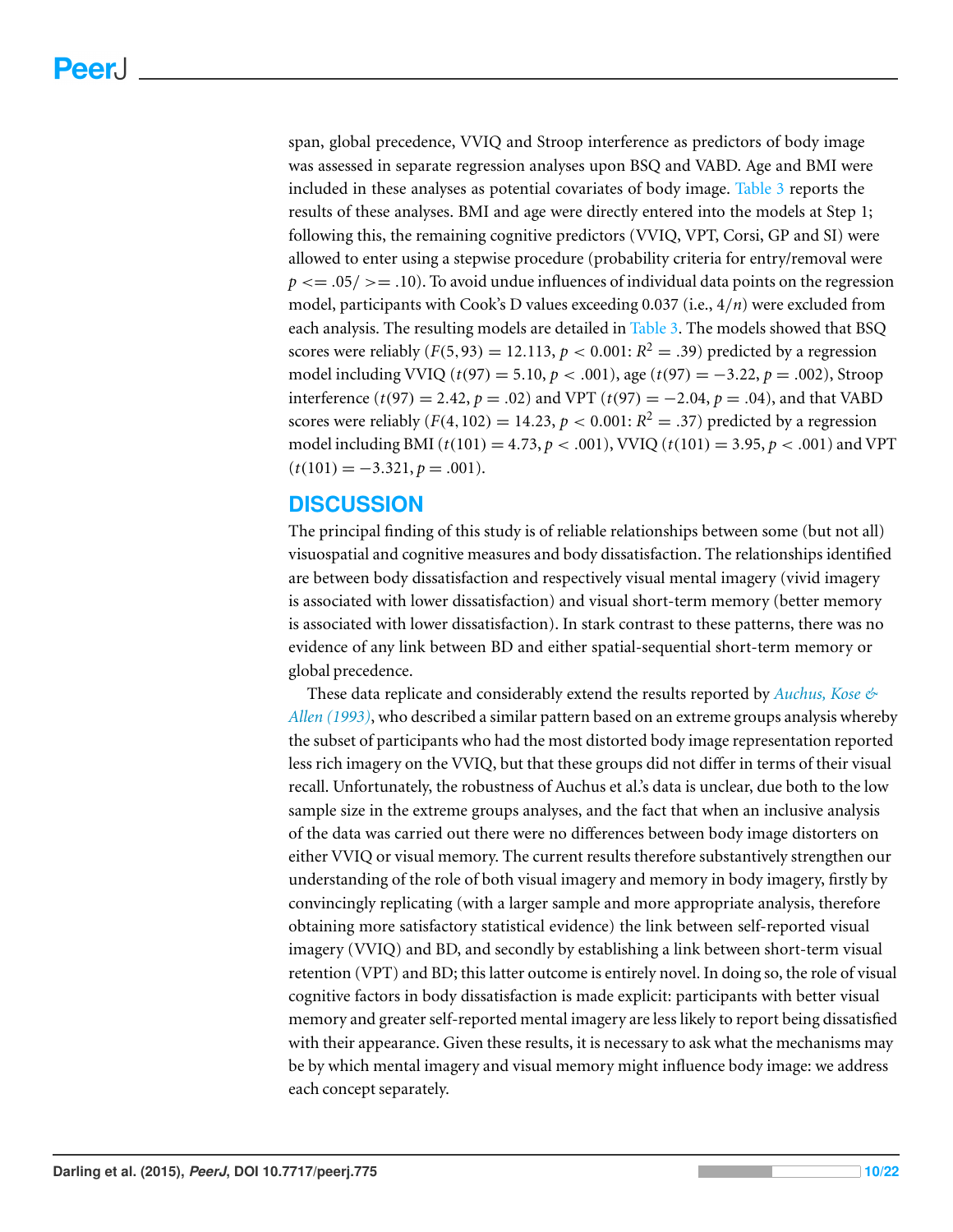span, global precedence, VVIQ and Stroop interference as predictors of body image was assessed in separate regression analyses upon BSQ and VABD. Age and BMI were included in these analyses as potential covariates of body image. Table 3 reports the results of these analyses. BMI and age were directly entered into the models at Step 1; following this, the remaining cognitive predictors (VVIQ, VPT, Corsi, GP and SI) were allowed to enter using a stepwise procedure (probability criteria for entry/removal were $p <= .05 / >= .10$). To avoid undue influences of individual data points on the regression model, participants with Cook's D values exceeding 0.037 (i.e., $4/n$) were excluded from each analysis. The resulting models are detailed in Table 3. The models showed that BSQ scores were reliably ($F(5,93) = 12.113$, $p < 0.001$: $R^2 = .39$) predicted by a regression model including VVIQ ($t(97) = 5.10$, $p < .001$), age ($t(97) = -3.22$, $p = .002$), Stroop interference ($t(97) = 2.42$, $p = .02$) and VPT ($t(97) = -2.04$, $p = .04$), and that VABD scores were reliably ($F(4,102) = 14.23$, $p < 0.001$: $R^2 = .37$) predicted by a regression model including BMI ($t(101) = 4.73$, $p < .001$), VVIQ ($t(101) = 3.95$, $p < .001$) and VPT ($t(101) = -3.321$, $p = .001$).

## DISCUSSION

The principal finding of this study is of reliable relationships between some (but not all) visuospatial and cognitive measures and body dissatisfaction. The relationships identified are between body dissatisfaction and respectively visual mental imagery (vivid imagery is associated with lower dissatisfaction) and visual short-term memory (better memory is associated with lower dissatisfaction). In stark contrast to these patterns, there was no evidence of any link between BD and either spatial-sequential short-term memory or global precedence.

These data replicate and considerably extend the results reported by *Auchus, Kose & Allen (1993)*, who described a similar pattern based on an extreme groups analysis whereby the subset of participants who had the most distorted body image representation reported less rich imagery on the VVIQ, but that these groups did not differ in terms of their visual recall. Unfortunately, the robustness of Auchus et al.'s data is unclear, due both to the low sample size in the extreme groups analyses, and the fact that when an inclusive analysis of the data was carried out there were no differences between body image distorters on either VVIQ or visual memory. The current results therefore substantively strengthen our understanding of the role of both visual imagery and memory in body imagery, firstly by convincingly replicating (with a larger sample and more appropriate analysis, therefore obtaining more satisfactory statistical evidence) the link between self-reported visual imagery (VVIQ) and BD, and secondly by establishing a link between short-term visual retention (VPT) and BD; this latter outcome is entirely novel. In doing so, the role of visual cognitive factors in body dissatisfaction is made explicit: participants with better visual memory and greater self-reported mental imagery are less likely to report being dissatisfied with their appearance. Given these results, it is necessary to ask what the mechanisms may be by which mental imagery and visual memory might influence body image: we address each concept separately.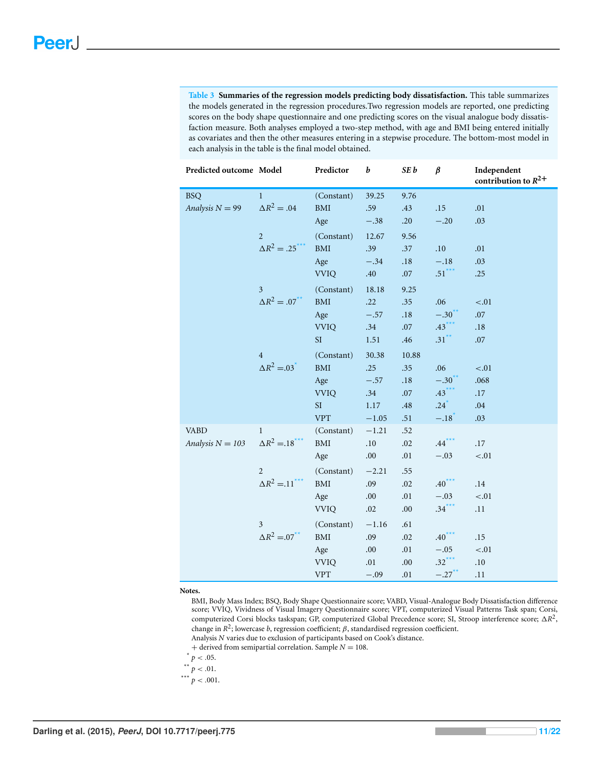**Table 3 Summaries of the regression models predicting body dissatisfaction.** This table summarizes the models generated in the regression procedures.Two regression models are reported, one predicting scores on the body shape questionnaire and one predicting scores on the visual analogue body dissatisfaction measure. Both analyses employed a two-step method, with age and BMI being entered initially as covariates and then the other measures entering in a stepwise procedure. The bottom-most model in each analysis in the table is the final model obtained.

| Predicted outcome | Model | Predictor | *b* | *SE b* | *β* | Independent contribution to $R^2$+ |
|---|---|---|---|---|---|---|
| BSQ | 1 | (Constant) | 39.25 | 9.76 | | |
| *Analysis N* = 99 | $\Delta R^2 = .04$ | BMI | .59 | .43 | .15 | .01 |
| | | Age | −.38 | .20 | −.20 | .03 |
| | 2 | (Constant) | 12.67 | 9.56 | | |
| | $\Delta R^2 = .25^{***}$ | BMI | .39 | .37 | .10 | .01 |
| | | Age | −.34 | .18 | −.18 | .03 |
| | | VVIQ | .40 | .07 | .51*** | .25 |
| | 3 | (Constant) | 18.18 | 9.25 | | |
| | $\Delta R^2 = .07^{**}$ | BMI | .22 | .35 | .06 | <.01 |
| | | Age | −.57 | .18 | −.30** | .07 |
| | | VVIQ | .34 | .07 | .43*** | .18 |
| | | SI | 1.51 | .46 | .31** | .07 |
| | 4 | (Constant) | 30.38 | 10.88 | | |
| | $\Delta R^2 = .03^{*}$ | BMI | .25 | .35 | .06 | <.01 |
| | | Age | −.57 | .18 | −.30** | .068 |
| | | VVIQ | .34 | .07 | .43*** | .17 |
| | | SI | 1.17 | .48 | .24* | .04 |
| | | VPT | −1.05 | .51 | −.18* | .03 |
| VABD | 1 | (Constant) | −1.21 | .52 | | |
| *Analysis N* = 103 | $\Delta R^2 = .18^{***}$ | BMI | .10 | .02 | .44*** | .17 |
| | | Age | .00 | .01 | −.03 | <.01 |
| | 2 | (Constant) | −2.21 | .55 | | |
| | $\Delta R^2 = .11^{***}$ | BMI | .09 | .02 | .40*** | .14 |
| | | Age | .00 | .01 | −.03 | <.01 |
| | | VVIQ | .02 | .00 | .34*** | .11 |
| | 3 | (Constant) | −1.16 | .61 | | |
| | $\Delta R^2 = .07^{**}$ | BMI | .09 | .02 | .40*** | .15 |
| | | Age | .00 | .01 | −.05 | <.01 |
| | | VVIQ | .01 | .00 | .32*** | .10 |
| | | VPT | −.09 | .01 | −.27** | .11 |

**Notes.**

BMI, Body Mass Index; BSQ, Body Shape Questionnaire score; VABD, Visual-Analogue Body Dissatisfaction difference score; VVIQ, Vividness of Visual Imagery Questionnaire score; VPT, computerized Visual Patterns Task span; Corsi, computerized Corsi blocks taskspan; GP, computerized Global Precedence score; SI, Stroop interference score; $\Delta R^2$, change in $R^2$; lowercase *b*, regression coefficient; *β*, standardised regression coefficient.

Analysis *N* varies due to exclusion of participants based on Cook's distance.

+ derived from semipartial correlation. Sample *N* = 108.

\* $p < .05$.

\*\* $p < .01$.

\*\*\* $p < .001$.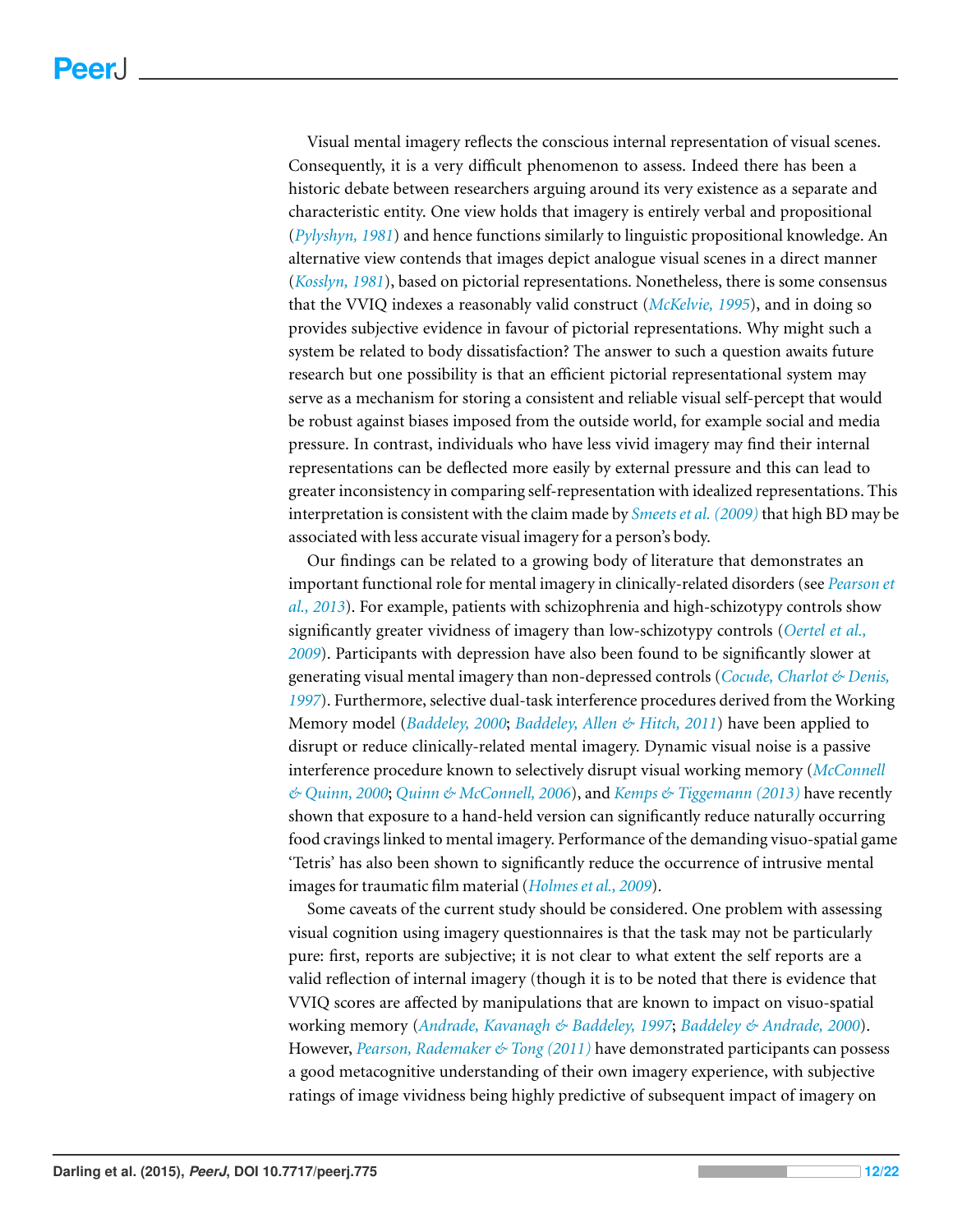Visual mental imagery reflects the conscious internal representation of visual scenes. Consequently, it is a very difficult phenomenon to assess. Indeed there has been a historic debate between researchers arguing around its very existence as a separate and characteristic entity. One view holds that imagery is entirely verbal and propositional (*Pylyshyn, 1981*) and hence functions similarly to linguistic propositional knowledge. An alternative view contends that images depict analogue visual scenes in a direct manner (*Kosslyn, 1981*), based on pictorial representations. Nonetheless, there is some consensus that the VVIQ indexes a reasonably valid construct (*McKelvie, 1995*), and in doing so provides subjective evidence in favour of pictorial representations. Why might such a system be related to body dissatisfaction? The answer to such a question awaits future research but one possibility is that an efficient pictorial representational system may serve as a mechanism for storing a consistent and reliable visual self-percept that would be robust against biases imposed from the outside world, for example social and media pressure. In contrast, individuals who have less vivid imagery may find their internal representations can be deflected more easily by external pressure and this can lead to greater inconsistency in comparing self-representation with idealized representations. This interpretation is consistent with the claim made by *Smeets et al. (2009)* that high BD may be associated with less accurate visual imagery for a person's body.

Our findings can be related to a growing body of literature that demonstrates an important functional role for mental imagery in clinically-related disorders (see *Pearson et al., 2013*). For example, patients with schizophrenia and high-schizotypy controls show significantly greater vividness of imagery than low-schizotypy controls (*Oertel et al., 2009*). Participants with depression have also been found to be significantly slower at generating visual mental imagery than non-depressed controls (*Cocude, Charlot & Denis, 1997*). Furthermore, selective dual-task interference procedures derived from the Working Memory model (*Baddeley, 2000*; *Baddeley, Allen & Hitch, 2011*) have been applied to disrupt or reduce clinically-related mental imagery. Dynamic visual noise is a passive interference procedure known to selectively disrupt visual working memory (*McConnell & Quinn, 2000*; *Quinn & McConnell, 2006*), and *Kemps & Tiggemann (2013)* have recently shown that exposure to a hand-held version can significantly reduce naturally occurring food cravings linked to mental imagery. Performance of the demanding visuo-spatial game 'Tetris' has also been shown to significantly reduce the occurrence of intrusive mental images for traumatic film material (*Holmes et al., 2009*).

Some caveats of the current study should be considered. One problem with assessing visual cognition using imagery questionnaires is that the task may not be particularly pure: first, reports are subjective; it is not clear to what extent the self reports are a valid reflection of internal imagery (though it is to be noted that there is evidence that VVIQ scores are affected by manipulations that are known to impact on visuo-spatial working memory (*Andrade, Kavanagh & Baddeley, 1997*; *Baddeley & Andrade, 2000*). However, *Pearson, Rademaker & Tong (2011)* have demonstrated participants can possess a good metacognitive understanding of their own imagery experience, with subjective ratings of image vividness being highly predictive of subsequent impact of imagery on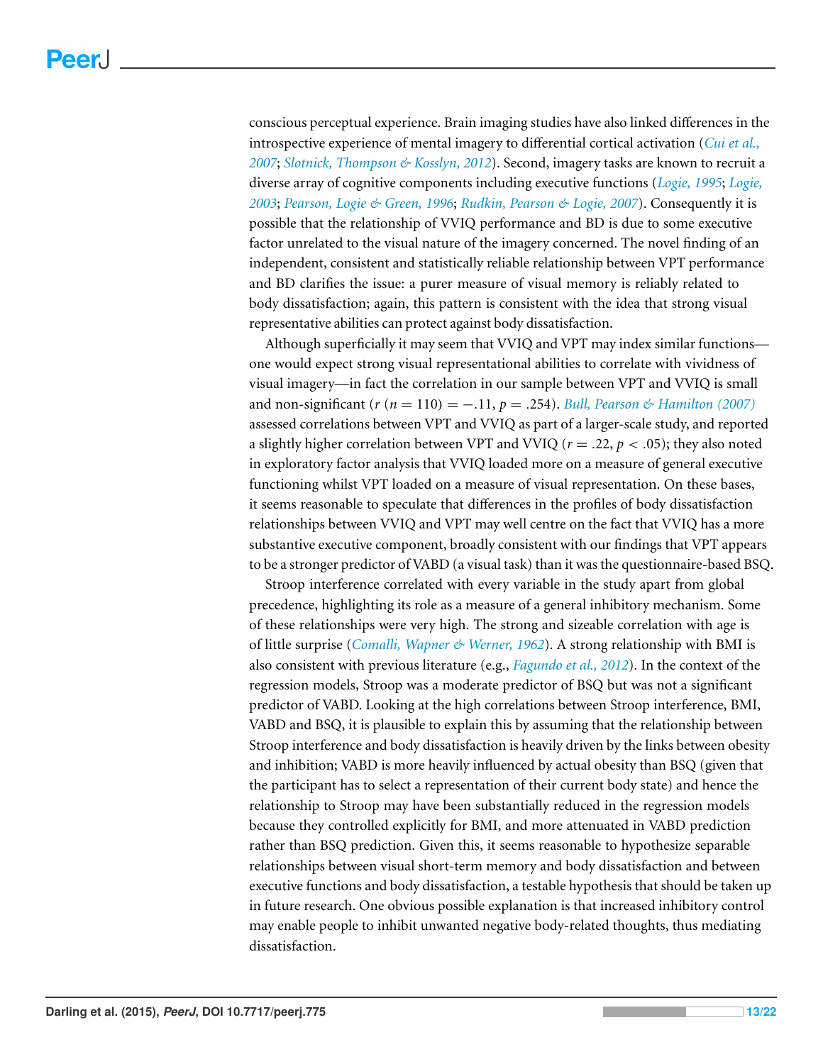conscious perceptual experience. Brain imaging studies have also linked differences in the introspective experience of mental imagery to differential cortical activation (*Cui et al., 2007*; *Slotnick, Thompson & Kosslyn, 2012*). Second, imagery tasks are known to recruit a diverse array of cognitive components including executive functions (*Logie, 1995*; *Logie, 2003*; *Pearson, Logie & Green, 1996*; *Rudkin, Pearson & Logie, 2007*). Consequently it is possible that the relationship of VVIQ performance and BD is due to some executive factor unrelated to the visual nature of the imagery concerned. The novel finding of an independent, consistent and statistically reliable relationship between VPT performance and BD clarifies the issue: a purer measure of visual memory is reliably related to body dissatisfaction; again, this pattern is consistent with the idea that strong visual representative abilities can protect against body dissatisfaction.

Although superficially it may seem that VVIQ and VPT may index similar functions—one would expect strong visual representational abilities to correlate with vividness of visual imagery—in fact the correlation in our sample between VPT and VVIQ is small and non-significant ($r$ ($n = 110$) $= -.11$, $p = .254$). *Bull, Pearson & Hamilton (2007)* assessed correlations between VPT and VVIQ as part of a larger-scale study, and reported a slightly higher correlation between VPT and VVIQ ($r = .22$, $p < .05$); they also noted in exploratory factor analysis that VVIQ loaded more on a measure of general executive functioning whilst VPT loaded on a measure of visual representation. On these bases, it seems reasonable to speculate that differences in the profiles of body dissatisfaction relationships between VVIQ and VPT may well centre on the fact that VVIQ has a more substantive executive component, broadly consistent with our findings that VPT appears to be a stronger predictor of VABD (a visual task) than it was the questionnaire-based BSQ.

Stroop interference correlated with every variable in the study apart from global precedence, highlighting its role as a measure of a general inhibitory mechanism. Some of these relationships were very high. The strong and sizeable correlation with age is of little surprise (*Comalli, Wapner & Werner, 1962*). A strong relationship with BMI is also consistent with previous literature (e.g., *Fagundo et al., 2012*). In the context of the regression models, Stroop was a moderate predictor of BSQ but was not a significant predictor of VABD. Looking at the high correlations between Stroop interference, BMI, VABD and BSQ, it is plausible to explain this by assuming that the relationship between Stroop interference and body dissatisfaction is heavily driven by the links between obesity and inhibition; VABD is more heavily influenced by actual obesity than BSQ (given that the participant has to select a representation of their current body state) and hence the relationship to Stroop may have been substantially reduced in the regression models because they controlled explicitly for BMI, and more attenuated in VABD prediction rather than BSQ prediction. Given this, it seems reasonable to hypothesize separable relationships between visual short-term memory and body dissatisfaction and between executive functions and body dissatisfaction, a testable hypothesis that should be taken up in future research. One obvious possible explanation is that increased inhibitory control may enable people to inhibit unwanted negative body-related thoughts, thus mediating dissatisfaction.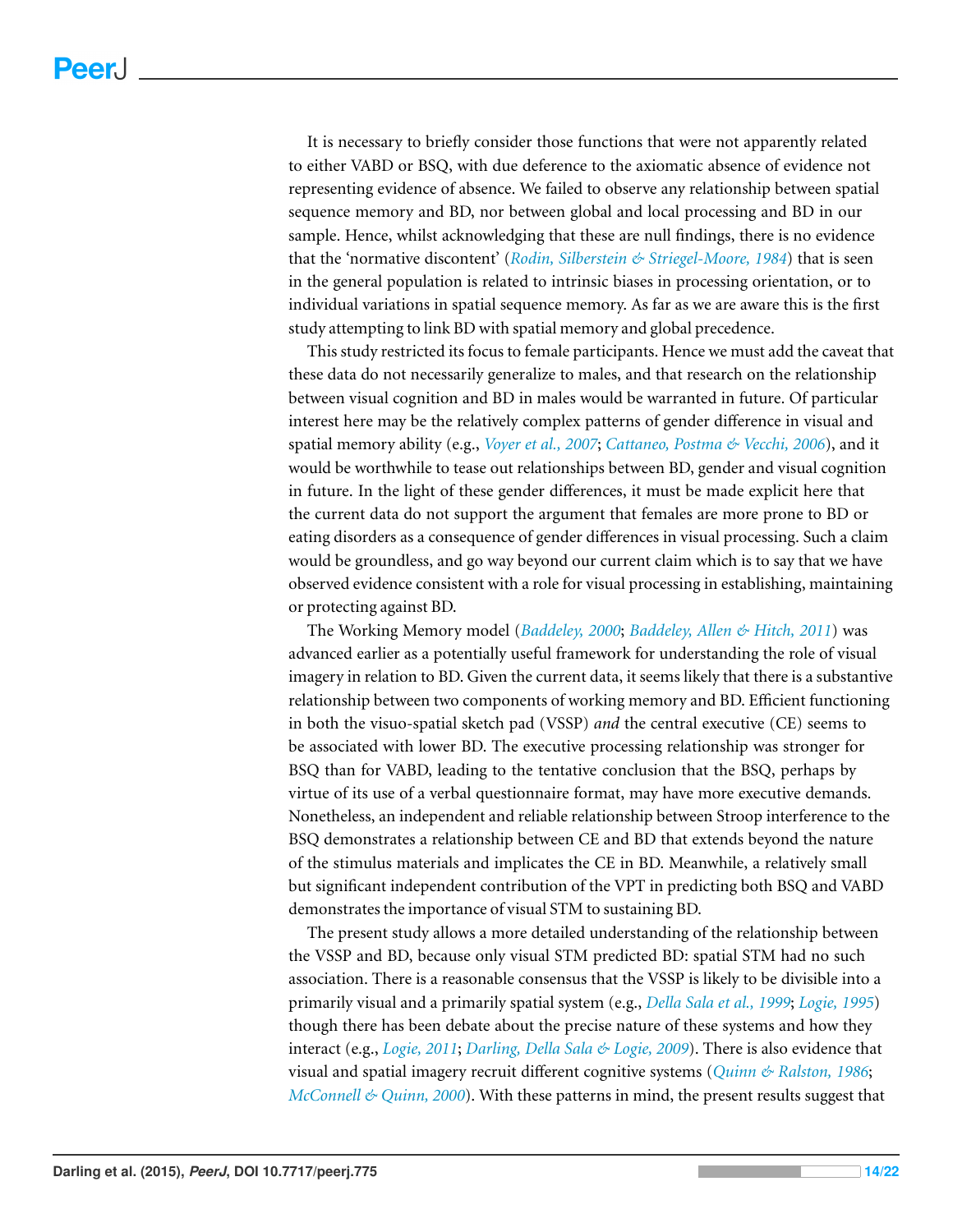It is necessary to briefly consider those functions that were not apparently related to either VABD or BSQ, with due deference to the axiomatic absence of evidence not representing evidence of absence. We failed to observe any relationship between spatial sequence memory and BD, nor between global and local processing and BD in our sample. Hence, whilst acknowledging that these are null findings, there is no evidence that the 'normative discontent' (*Rodin, Silberstein & Striegel-Moore, 1984*) that is seen in the general population is related to intrinsic biases in processing orientation, or to individual variations in spatial sequence memory. As far as we are aware this is the first study attempting to link BD with spatial memory and global precedence.

This study restricted its focus to female participants. Hence we must add the caveat that these data do not necessarily generalize to males, and that research on the relationship between visual cognition and BD in males would be warranted in future. Of particular interest here may be the relatively complex patterns of gender difference in visual and spatial memory ability (e.g., *Voyer et al., 2007*; *Cattaneo, Postma & Vecchi, 2006*), and it would be worthwhile to tease out relationships between BD, gender and visual cognition in future. In the light of these gender differences, it must be made explicit here that the current data do not support the argument that females are more prone to BD or eating disorders as a consequence of gender differences in visual processing. Such a claim would be groundless, and go way beyond our current claim which is to say that we have observed evidence consistent with a role for visual processing in establishing, maintaining or protecting against BD.

The Working Memory model (*Baddeley, 2000*; *Baddeley, Allen & Hitch, 2011*) was advanced earlier as a potentially useful framework for understanding the role of visual imagery in relation to BD. Given the current data, it seems likely that there is a substantive relationship between two components of working memory and BD. Efficient functioning in both the visuo-spatial sketch pad (VSSP) *and* the central executive (CE) seems to be associated with lower BD. The executive processing relationship was stronger for BSQ than for VABD, leading to the tentative conclusion that the BSQ, perhaps by virtue of its use of a verbal questionnaire format, may have more executive demands. Nonetheless, an independent and reliable relationship between Stroop interference to the BSQ demonstrates a relationship between CE and BD that extends beyond the nature of the stimulus materials and implicates the CE in BD. Meanwhile, a relatively small but significant independent contribution of the VPT in predicting both BSQ and VABD demonstrates the importance of visual STM to sustaining BD.

The present study allows a more detailed understanding of the relationship between the VSSP and BD, because only visual STM predicted BD: spatial STM had no such association. There is a reasonable consensus that the VSSP is likely to be divisible into a primarily visual and a primarily spatial system (e.g., *Della Sala et al., 1999*; *Logie, 1995*) though there has been debate about the precise nature of these systems and how they interact (e.g., *Logie, 2011*; *Darling, Della Sala & Logie, 2009*). There is also evidence that visual and spatial imagery recruit different cognitive systems (*Quinn & Ralston, 1986*; *McConnell & Quinn, 2000*). With these patterns in mind, the present results suggest that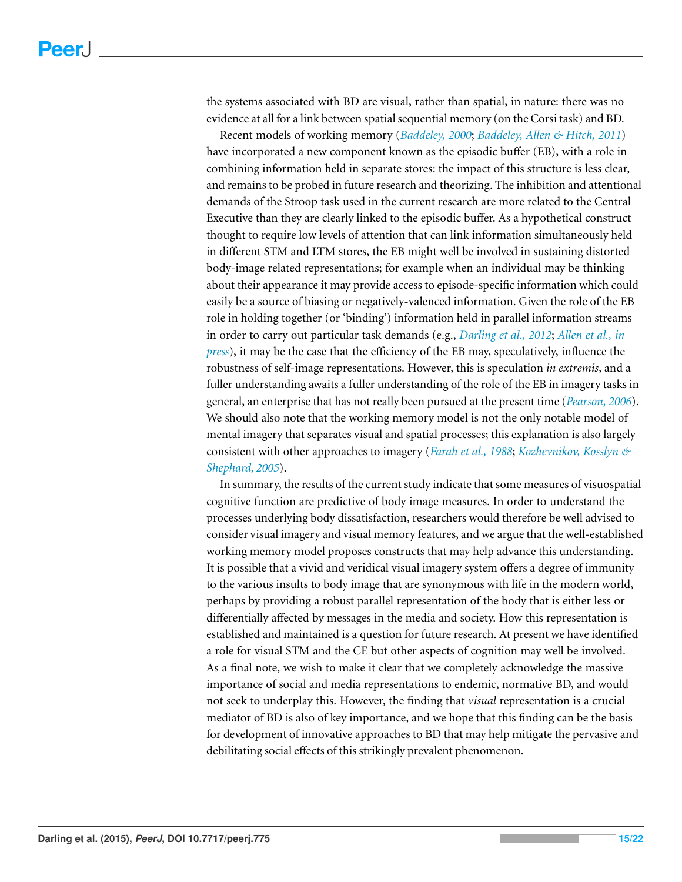the systems associated with BD are visual, rather than spatial, in nature: there was no evidence at all for a link between spatial sequential memory (on the Corsi task) and BD.

Recent models of working memory (*Baddeley, 2000*; *Baddeley, Allen & Hitch, 2011*) have incorporated a new component known as the episodic buffer (EB), with a role in combining information held in separate stores: the impact of this structure is less clear, and remains to be probed in future research and theorizing. The inhibition and attentional demands of the Stroop task used in the current research are more related to the Central Executive than they are clearly linked to the episodic buffer. As a hypothetical construct thought to require low levels of attention that can link information simultaneously held in different STM and LTM stores, the EB might well be involved in sustaining distorted body-image related representations; for example when an individual may be thinking about their appearance it may provide access to episode-specific information which could easily be a source of biasing or negatively-valenced information. Given the role of the EB role in holding together (or 'binding') information held in parallel information streams in order to carry out particular task demands (e.g., *Darling et al., 2012*; *Allen et al., in press*), it may be the case that the efficiency of the EB may, speculatively, influence the robustness of self-image representations. However, this is speculation *in extremis*, and a fuller understanding awaits a fuller understanding of the role of the EB in imagery tasks in general, an enterprise that has not really been pursued at the present time (*Pearson, 2006*). We should also note that the working memory model is not the only notable model of mental imagery that separates visual and spatial processes; this explanation is also largely consistent with other approaches to imagery (*Farah et al., 1988*; *Kozhevnikov, Kosslyn & Shephard, 2005*).

In summary, the results of the current study indicate that some measures of visuospatial cognitive function are predictive of body image measures. In order to understand the processes underlying body dissatisfaction, researchers would therefore be well advised to consider visual imagery and visual memory features, and we argue that the well-established working memory model proposes constructs that may help advance this understanding. It is possible that a vivid and veridical visual imagery system offers a degree of immunity to the various insults to body image that are synonymous with life in the modern world, perhaps by providing a robust parallel representation of the body that is either less or differentially affected by messages in the media and society. How this representation is established and maintained is a question for future research. At present we have identified a role for visual STM and the CE but other aspects of cognition may well be involved. As a final note, we wish to make it clear that we completely acknowledge the massive importance of social and media representations to endemic, normative BD, and would not seek to underplay this. However, the finding that *visual* representation is a crucial mediator of BD is also of key importance, and we hope that this finding can be the basis for development of innovative approaches to BD that may help mitigate the pervasive and debilitating social effects of this strikingly prevalent phenomenon.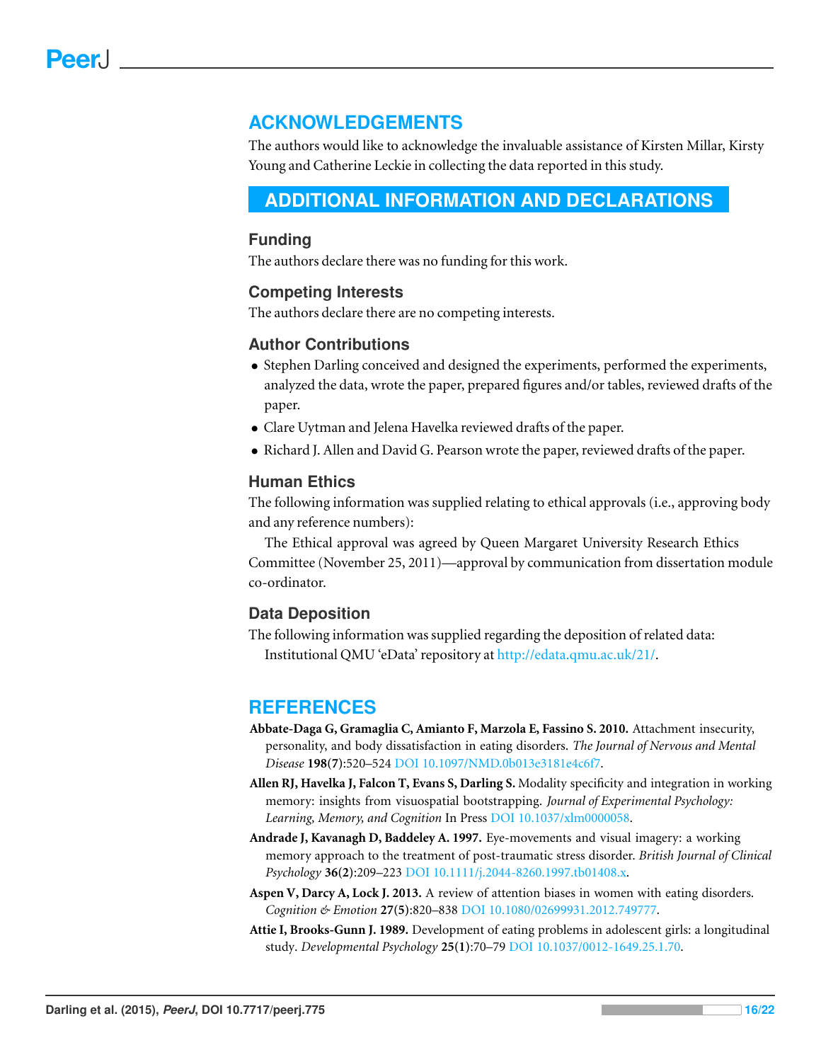## ACKNOWLEDGEMENTS

The authors would like to acknowledge the invaluable assistance of Kirsten Millar, Kirsty Young and Catherine Leckie in collecting the data reported in this study.

## ADDITIONAL INFORMATION AND DECLARATIONS

### Funding

The authors declare there was no funding for this work.

### Competing Interests

The authors declare there are no competing interests.

### Author Contributions

- Stephen Darling conceived and designed the experiments, performed the experiments, analyzed the data, wrote the paper, prepared figures and/or tables, reviewed drafts of the paper.
- Clare Uytman and Jelena Havelka reviewed drafts of the paper.
- Richard J. Allen and David G. Pearson wrote the paper, reviewed drafts of the paper.

### Human Ethics

The following information was supplied relating to ethical approvals (i.e., approving body and any reference numbers):

The Ethical approval was agreed by Queen Margaret University Research Ethics Committee (November 25, 2011)—approval by communication from dissertation module co-ordinator.

### Data Deposition

The following information was supplied regarding the deposition of related data:

Institutional QMU 'eData' repository at http://edata.qmu.ac.uk/21/.

## REFERENCES

**Abbate-Daga G, Gramaglia C, Amianto F, Marzola E, Fassino S. 2010.** Attachment insecurity, personality, and body dissatisfaction in eating disorders. *The Journal of Nervous and Mental Disease* **198(7)**:520–524 DOI 10.1097/NMD.0b013e3181e4c6f7.

**Allen RJ, Havelka J, Falcon T, Evans S, Darling S.** Modality specificity and integration in working memory: insights from visuospatial bootstrapping. *Journal of Experimental Psychology: Learning, Memory, and Cognition* In Press DOI 10.1037/xlm0000058.

**Andrade J, Kavanagh D, Baddeley A. 1997.** Eye-movements and visual imagery: a working memory approach to the treatment of post-traumatic stress disorder. *British Journal of Clinical Psychology* **36(2)**:209–223 DOI 10.1111/j.2044-8260.1997.tb01408.x.

**Aspen V, Darcy A, Lock J. 2013.** A review of attention biases in women with eating disorders. *Cognition & Emotion* **27(5)**:820–838 DOI 10.1080/02699931.2012.749777.

**Attie I, Brooks-Gunn J. 1989.** Development of eating problems in adolescent girls: a longitudinal study. *Developmental Psychology* **25(1)**:70–79 DOI 10.1037/0012-1649.25.1.70.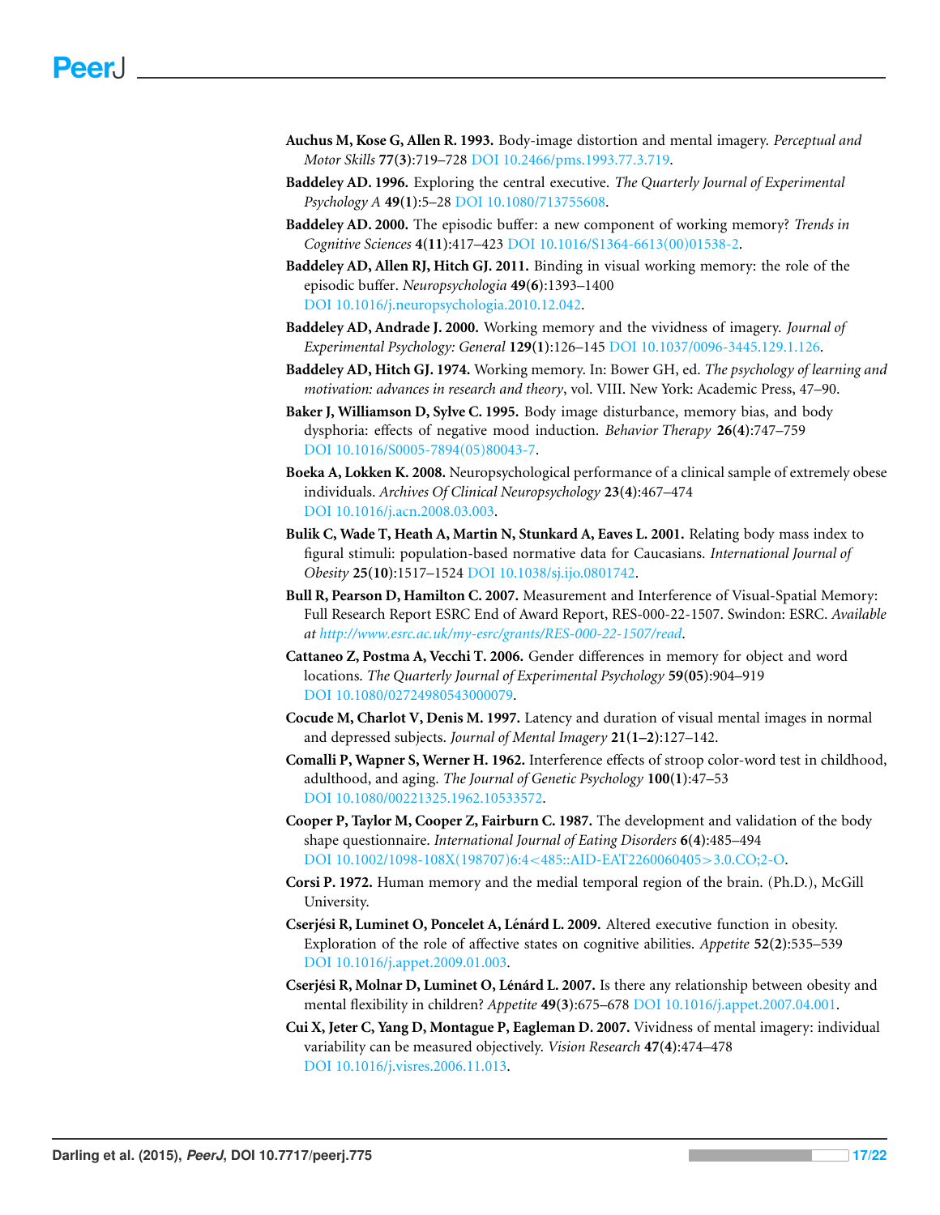**Auchus M, Kose G, Allen R. 1993.** Body-image distortion and mental imagery. *Perceptual and Motor Skills* **77(3)**:719–728 DOI 10.2466/pms.1993.77.3.719.

**Baddeley AD. 1996.** Exploring the central executive. *The Quarterly Journal of Experimental Psychology A* **49(1)**:5–28 DOI 10.1080/713755608.

**Baddeley AD. 2000.** The episodic buffer: a new component of working memory? *Trends in Cognitive Sciences* **4(11)**:417–423 DOI 10.1016/S1364-6613(00)01538-2.

**Baddeley AD, Allen RJ, Hitch GJ. 2011.** Binding in visual working memory: the role of the episodic buffer. *Neuropsychologia* **49(6)**:1393–1400 DOI 10.1016/j.neuropsychologia.2010.12.042.

**Baddeley AD, Andrade J. 2000.** Working memory and the vividness of imagery. *Journal of Experimental Psychology: General* **129(1)**:126–145 DOI 10.1037/0096-3445.129.1.126.

**Baddeley AD, Hitch GJ. 1974.** Working memory. In: Bower GH, ed. *The psychology of learning and motivation: advances in research and theory*, vol. VIII. New York: Academic Press, 47–90.

**Baker J, Williamson D, Sylve C. 1995.** Body image disturbance, memory bias, and body dysphoria: effects of negative mood induction. *Behavior Therapy* **26(4)**:747–759 DOI 10.1016/S0005-7894(05)80043-7.

**Boeka A, Lokken K. 2008.** Neuropsychological performance of a clinical sample of extremely obese individuals. *Archives Of Clinical Neuropsychology* **23(4)**:467–474 DOI 10.1016/j.acn.2008.03.003.

**Bulik C, Wade T, Heath A, Martin N, Stunkard A, Eaves L. 2001.** Relating body mass index to figural stimuli: population-based normative data for Caucasians. *International Journal of Obesity* **25(10)**:1517–1524 DOI 10.1038/sj.ijo.0801742.

**Bull R, Pearson D, Hamilton C. 2007.** Measurement and Interference of Visual-Spatial Memory: Full Research Report ESRC End of Award Report, RES-000-22-1507. Swindon: ESRC. *Available at http://www.esrc.ac.uk/my-esrc/grants/RES-000-22-1507/read*.

**Cattaneo Z, Postma A, Vecchi T. 2006.** Gender differences in memory for object and word locations. *The Quarterly Journal of Experimental Psychology* **59(05)**:904–919 DOI 10.1080/02724980543000079.

**Cocude M, Charlot V, Denis M. 1997.** Latency and duration of visual mental images in normal and depressed subjects. *Journal of Mental Imagery* **21(1–2)**:127–142.

**Comalli P, Wapner S, Werner H. 1962.** Interference effects of stroop color-word test in childhood, adulthood, and aging. *The Journal of Genetic Psychology* **100(1)**:47–53 DOI 10.1080/00221325.1962.10533572.

**Cooper P, Taylor M, Cooper Z, Fairburn C. 1987.** The development and validation of the body shape questionnaire. *International Journal of Eating Disorders* **6(4)**:485–494 DOI 10.1002/1098-108X(198707)6:4<485::AID-EAT2260060405>3.0.CO;2-O.

**Corsi P. 1972.** Human memory and the medial temporal region of the brain. (Ph.D.), McGill University.

**Cserjési R, Luminet O, Poncelet A, Lénárd L. 2009.** Altered executive function in obesity. Exploration of the role of affective states on cognitive abilities. *Appetite* **52(2)**:535–539 DOI 10.1016/j.appet.2009.01.003.

**Cserjési R, Molnar D, Luminet O, Lénárd L. 2007.** Is there any relationship between obesity and mental flexibility in children? *Appetite* **49(3)**:675–678 DOI 10.1016/j.appet.2007.04.001.

**Cui X, Jeter C, Yang D, Montague P, Eagleman D. 2007.** Vividness of mental imagery: individual variability can be measured objectively. *Vision Research* **47(4)**:474–478 DOI 10.1016/j.visres.2006.11.013.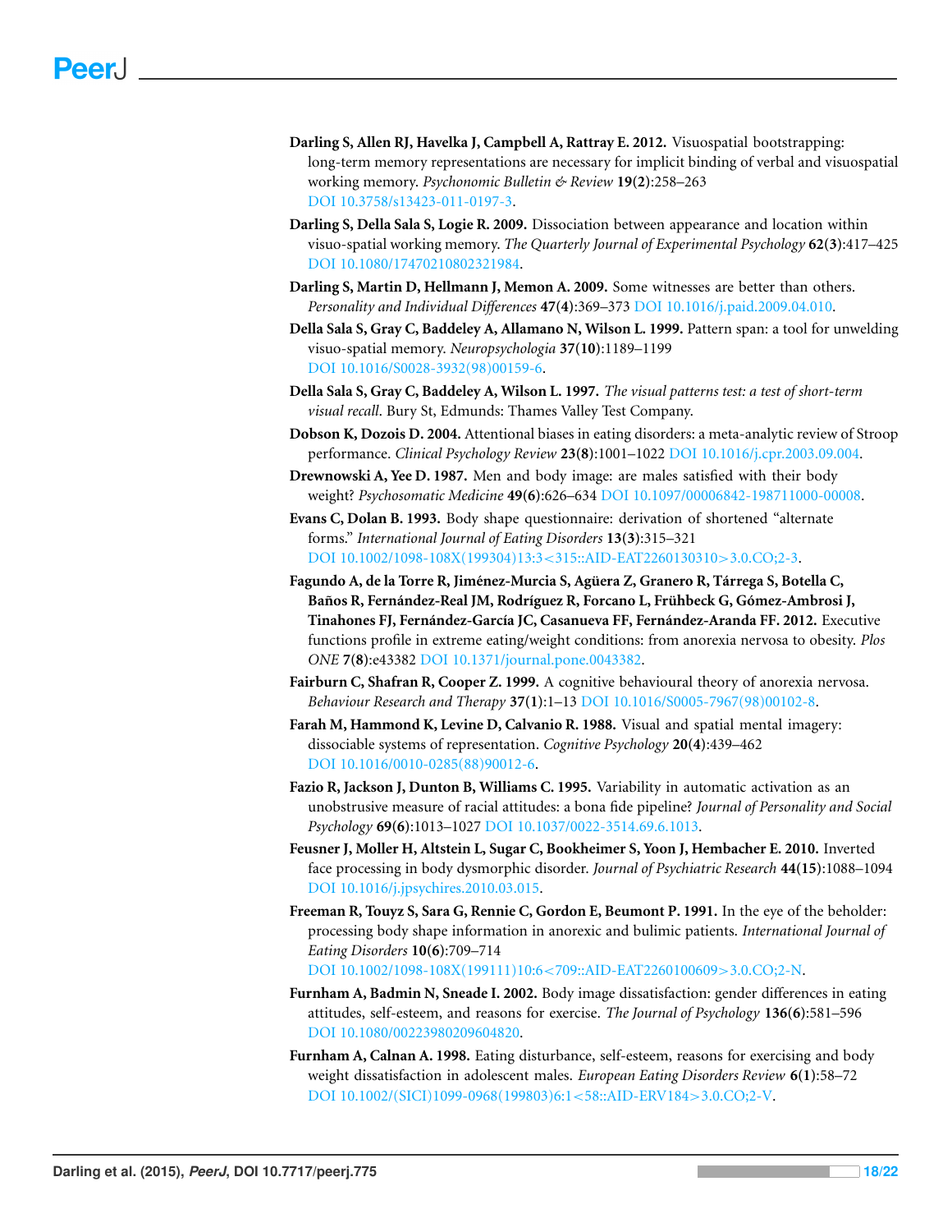**Darling S, Allen RJ, Havelka J, Campbell A, Rattray E. 2012.** Visuospatial bootstrapping: long-term memory representations are necessary for implicit binding of verbal and visuospatial working memory. *Psychonomic Bulletin & Review* **19(2)**:258–263 DOI 10.3758/s13423-011-0197-3.

**Darling S, Della Sala S, Logie R. 2009.** Dissociation between appearance and location within visuo-spatial working memory. *The Quarterly Journal of Experimental Psychology* **62(3)**:417–425 DOI 10.1080/17470210802321984.

**Darling S, Martin D, Hellmann J, Memon A. 2009.** Some witnesses are better than others. *Personality and Individual Differences* **47(4)**:369–373 DOI 10.1016/j.paid.2009.04.010.

**Della Sala S, Gray C, Baddeley A, Allamano N, Wilson L. 1999.** Pattern span: a tool for unwelding visuo-spatial memory. *Neuropsychologia* **37(10)**:1189–1199 DOI 10.1016/S0028-3932(98)00159-6.

**Della Sala S, Gray C, Baddeley A, Wilson L. 1997.** *The visual patterns test: a test of short-term visual recall*. Bury St, Edmunds: Thames Valley Test Company.

**Dobson K, Dozois D. 2004.** Attentional biases in eating disorders: a meta-analytic review of Stroop performance. *Clinical Psychology Review* **23(8)**:1001–1022 DOI 10.1016/j.cpr.2003.09.004.

**Drewnowski A, Yee D. 1987.** Men and body image: are males satisfied with their body weight? *Psychosomatic Medicine* **49(6)**:626–634 DOI 10.1097/00006842-198711000-00008.

**Evans C, Dolan B. 1993.** Body shape questionnaire: derivation of shortened "alternate forms." *International Journal of Eating Disorders* **13(3)**:315–321 DOI 10.1002/1098-108X(199304)13:3<315::AID-EAT2260130310>3.0.CO;2-3.

**Fagundo A, de la Torre R, Jiménez-Murcia S, Agüera Z, Granero R, Tárrega S, Botella C, Baños R, Fernández-Real JM, Rodríguez R, Forcano L, Frühbeck G, Gómez-Ambrosi J, Tinahones FJ, Fernández-García JC, Casanueva FF, Fernández-Aranda FF. 2012.** Executive functions profile in extreme eating/weight conditions: from anorexia nervosa to obesity. *Plos ONE* **7(8)**:e43382 DOI 10.1371/journal.pone.0043382.

**Fairburn C, Shafran R, Cooper Z. 1999.** A cognitive behavioural theory of anorexia nervosa. *Behaviour Research and Therapy* **37(1)**:1–13 DOI 10.1016/S0005-7967(98)00102-8.

**Farah M, Hammond K, Levine D, Calvanio R. 1988.** Visual and spatial mental imagery: dissociable systems of representation. *Cognitive Psychology* **20(4)**:439–462 DOI 10.1016/0010-0285(88)90012-6.

**Fazio R, Jackson J, Dunton B, Williams C. 1995.** Variability in automatic activation as an unobstrusive measure of racial attitudes: a bona fide pipeline? *Journal of Personality and Social Psychology* **69(6)**:1013–1027 DOI 10.1037/0022-3514.69.6.1013.

**Feusner J, Moller H, Altstein L, Sugar C, Bookheimer S, Yoon J, Hembacher E. 2010.** Inverted face processing in body dysmorphic disorder. *Journal of Psychiatric Research* **44(15)**:1088–1094 DOI 10.1016/j.jpsychires.2010.03.015.

**Freeman R, Touyz S, Sara G, Rennie C, Gordon E, Beumont P. 1991.** In the eye of the beholder: processing body shape information in anorexic and bulimic patients. *International Journal of Eating Disorders* **10(6)**:709–714 DOI 10.1002/1098-108X(199111)10:6<709::AID-EAT2260100609>3.0.CO;2-N.

**Furnham A, Badmin N, Sneade I. 2002.** Body image dissatisfaction: gender differences in eating attitudes, self-esteem, and reasons for exercise. *The Journal of Psychology* **136(6)**:581–596 DOI 10.1080/00223980209604820.

**Furnham A, Calnan A. 1998.** Eating disturbance, self-esteem, reasons for exercising and body weight dissatisfaction in adolescent males. *European Eating Disorders Review* **6(1)**:58–72 DOI 10.1002/(SICI)1099-0968(199803)6:1<58::AID-ERV184>3.0.CO;2-V.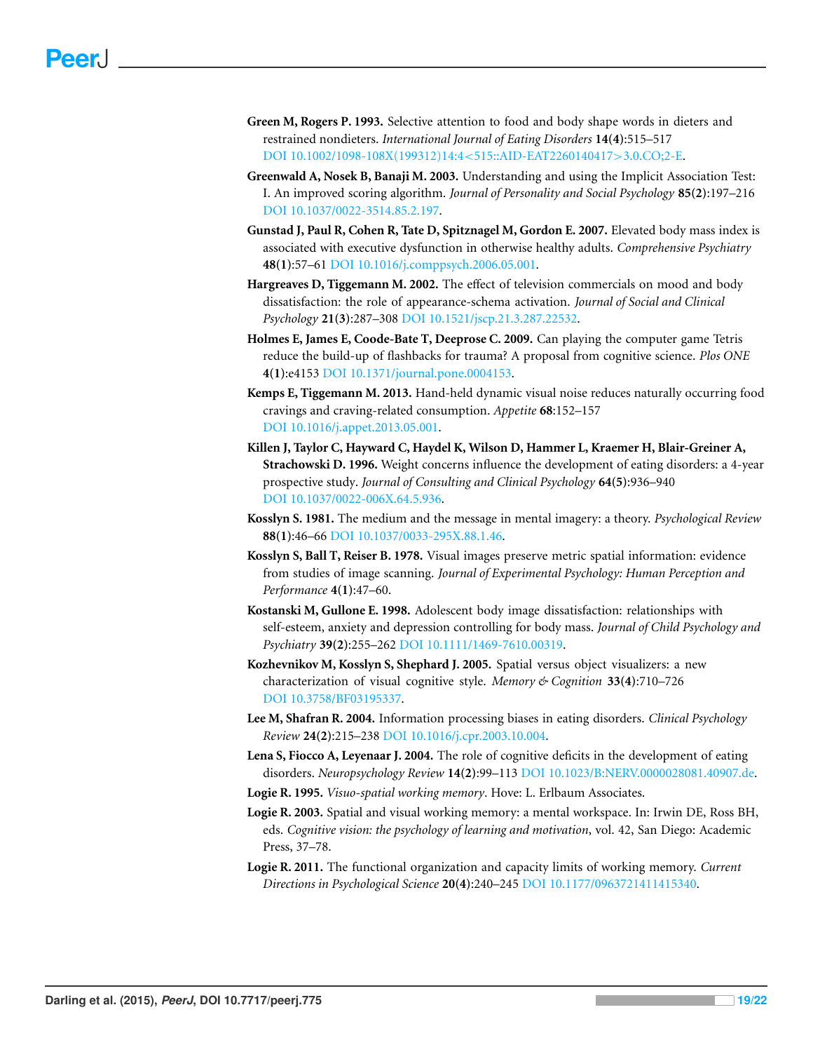**Green M, Rogers P. 1993.** Selective attention to food and body shape words in dieters and restrained nondieters. *International Journal of Eating Disorders* **14(4)**:515–517 DOI 10.1002/1098-108X(199312)14:4<515::AID-EAT2260140417>3.0.CO;2-E.

**Greenwald A, Nosek B, Banaji M. 2003.** Understanding and using the Implicit Association Test: I. An improved scoring algorithm. *Journal of Personality and Social Psychology* **85(2)**:197–216 DOI 10.1037/0022-3514.85.2.197.

**Gunstad J, Paul R, Cohen R, Tate D, Spitznagel M, Gordon E. 2007.** Elevated body mass index is associated with executive dysfunction in otherwise healthy adults. *Comprehensive Psychiatry* **48(1)**:57–61 DOI 10.1016/j.comppsych.2006.05.001.

**Hargreaves D, Tiggemann M. 2002.** The effect of television commercials on mood and body dissatisfaction: the role of appearance-schema activation. *Journal of Social and Clinical Psychology* **21(3)**:287–308 DOI 10.1521/jscp.21.3.287.22532.

**Holmes E, James E, Coode-Bate T, Deeprose C. 2009.** Can playing the computer game Tetris reduce the build-up of flashbacks for trauma? A proposal from cognitive science. *Plos ONE* **4(1)**:e4153 DOI 10.1371/journal.pone.0004153.

**Kemps E, Tiggemann M. 2013.** Hand-held dynamic visual noise reduces naturally occurring food cravings and craving-related consumption. *Appetite* **68**:152–157 DOI 10.1016/j.appet.2013.05.001.

**Killen J, Taylor C, Hayward C, Haydel K, Wilson D, Hammer L, Kraemer H, Blair-Greiner A, Strachowski D. 1996.** Weight concerns influence the development of eating disorders: a 4-year prospective study. *Journal of Consulting and Clinical Psychology* **64(5)**:936–940 DOI 10.1037/0022-006X.64.5.936.

**Kosslyn S. 1981.** The medium and the message in mental imagery: a theory. *Psychological Review* **88(1)**:46–66 DOI 10.1037/0033-295X.88.1.46.

**Kosslyn S, Ball T, Reiser B. 1978.** Visual images preserve metric spatial information: evidence from studies of image scanning. *Journal of Experimental Psychology: Human Perception and Performance* **4(1)**:47–60.

**Kostanski M, Gullone E. 1998.** Adolescent body image dissatisfaction: relationships with self-esteem, anxiety and depression controlling for body mass. *Journal of Child Psychology and Psychiatry* **39(2)**:255–262 DOI 10.1111/1469-7610.00319.

**Kozhevnikov M, Kosslyn S, Shephard J. 2005.** Spatial versus object visualizers: a new characterization of visual cognitive style. *Memory & Cognition* **33(4)**:710–726 DOI 10.3758/BF03195337.

**Lee M, Shafran R. 2004.** Information processing biases in eating disorders. *Clinical Psychology Review* **24(2)**:215–238 DOI 10.1016/j.cpr.2003.10.004.

**Lena S, Fiocco A, Leyenaar J. 2004.** The role of cognitive deficits in the development of eating disorders. *Neuropsychology Review* **14(2)**:99–113 DOI 10.1023/B:NERV.0000028081.40907.de.

**Logie R. 1995.** *Visuo-spatial working memory*. Hove: L. Erlbaum Associates.

**Logie R. 2003.** Spatial and visual working memory: a mental workspace. In: Irwin DE, Ross BH, eds. *Cognitive vision: the psychology of learning and motivation*, vol. 42, San Diego: Academic Press, 37–78.

**Logie R. 2011.** The functional organization and capacity limits of working memory. *Current Directions in Psychological Science* **20(4)**:240–245 DOI 10.1177/0963721411415340.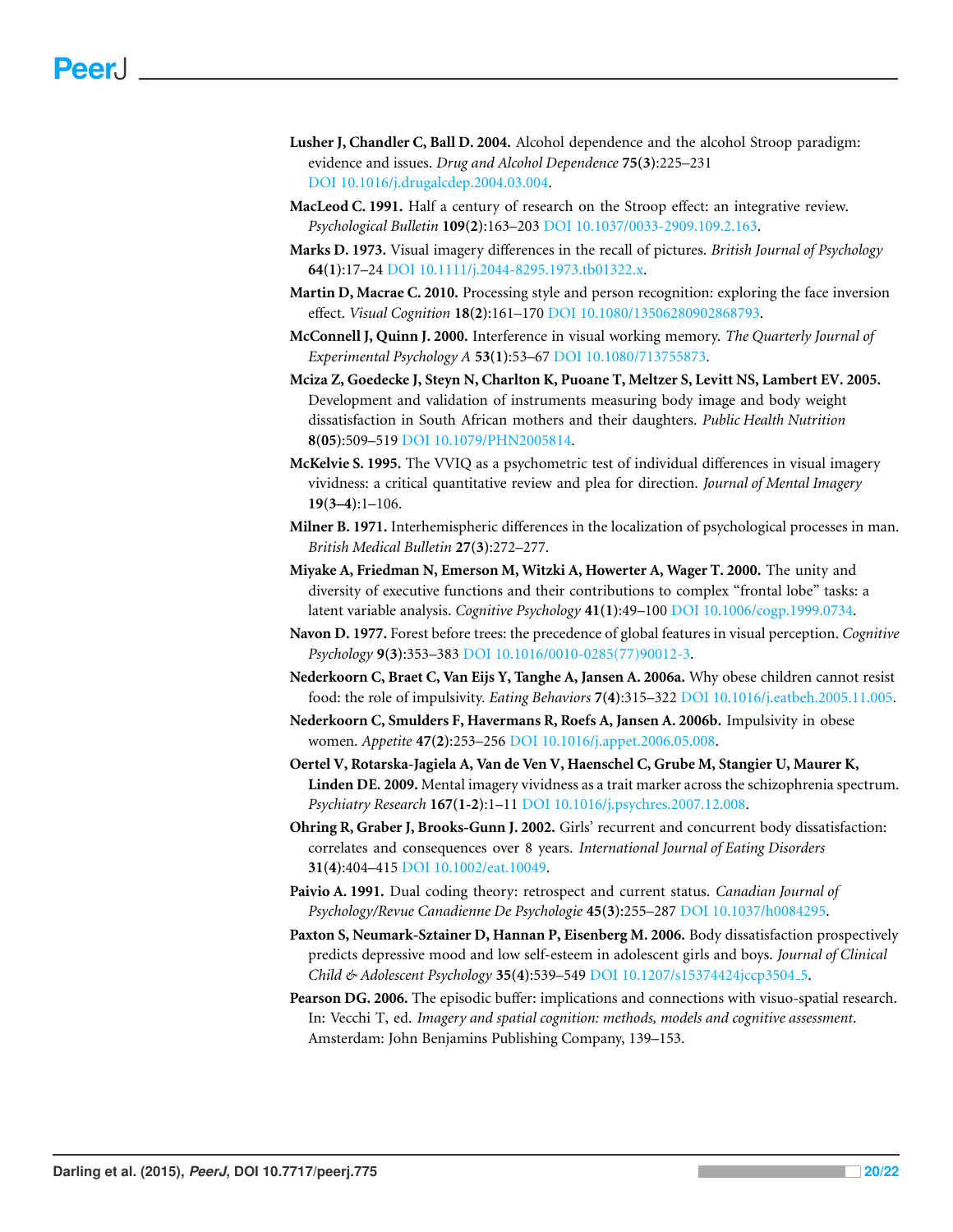**Lusher J, Chandler C, Ball D. 2004.** Alcohol dependence and the alcohol Stroop paradigm: evidence and issues. *Drug and Alcohol Dependence* **75(3)**:225–231 DOI 10.1016/j.drugalcdep.2004.03.004.

**MacLeod C. 1991.** Half a century of research on the Stroop effect: an integrative review. *Psychological Bulletin* **109(2)**:163–203 DOI 10.1037/0033-2909.109.2.163.

**Marks D. 1973.** Visual imagery differences in the recall of pictures. *British Journal of Psychology* **64(1)**:17–24 DOI 10.1111/j.2044-8295.1973.tb01322.x.

**Martin D, Macrae C. 2010.** Processing style and person recognition: exploring the face inversion effect. *Visual Cognition* **18(2)**:161–170 DOI 10.1080/13506280902868793.

**McConnell J, Quinn J. 2000.** Interference in visual working memory. *The Quarterly Journal of Experimental Psychology A* **53(1)**:53–67 DOI 10.1080/713755873.

**Mciza Z, Goedecke J, Steyn N, Charlton K, Puoane T, Meltzer S, Levitt NS, Lambert EV. 2005.** Development and validation of instruments measuring body image and body weight dissatisfaction in South African mothers and their daughters. *Public Health Nutrition* **8(05)**:509–519 DOI 10.1079/PHN2005814.

**McKelvie S. 1995.** The VVIQ as a psychometric test of individual differences in visual imagery vividness: a critical quantitative review and plea for direction. *Journal of Mental Imagery* **19(3–4)**:1–106.

**Milner B. 1971.** Interhemispheric differences in the localization of psychological processes in man. *British Medical Bulletin* **27(3)**:272–277.

**Miyake A, Friedman N, Emerson M, Witzki A, Howerter A, Wager T. 2000.** The unity and diversity of executive functions and their contributions to complex "frontal lobe" tasks: a latent variable analysis. *Cognitive Psychology* **41(1)**:49–100 DOI 10.1006/cogp.1999.0734.

**Navon D. 1977.** Forest before trees: the precedence of global features in visual perception. *Cognitive Psychology* **9(3)**:353–383 DOI 10.1016/0010-0285(77)90012-3.

**Nederkoorn C, Braet C, Van Eijs Y, Tanghe A, Jansen A. 2006a.** Why obese children cannot resist food: the role of impulsivity. *Eating Behaviors* **7(4)**:315–322 DOI 10.1016/j.eatbeh.2005.11.005.

**Nederkoorn C, Smulders F, Havermans R, Roefs A, Jansen A. 2006b.** Impulsivity in obese women. *Appetite* **47(2)**:253–256 DOI 10.1016/j.appet.2006.05.008.

**Oertel V, Rotarska-Jagiela A, Van de Ven V, Haenschel C, Grube M, Stangier U, Maurer K, Linden DE. 2009.** Mental imagery vividness as a trait marker across the schizophrenia spectrum. *Psychiatry Research* **167(1-2)**:1–11 DOI 10.1016/j.psychres.2007.12.008.

**Ohring R, Graber J, Brooks-Gunn J. 2002.** Girls' recurrent and concurrent body dissatisfaction: correlates and consequences over 8 years. *International Journal of Eating Disorders* **31(4)**:404–415 DOI 10.1002/eat.10049.

**Paivio A. 1991.** Dual coding theory: retrospect and current status. *Canadian Journal of Psychology/Revue Canadienne De Psychologie* **45(3)**:255–287 DOI 10.1037/h0084295.

**Paxton S, Neumark-Sztainer D, Hannan P, Eisenberg M. 2006.** Body dissatisfaction prospectively predicts depressive mood and low self-esteem in adolescent girls and boys. *Journal of Clinical Child & Adolescent Psychology* **35(4)**:539–549 DOI 10.1207/s15374424jccp3504_5.

**Pearson DG. 2006.** The episodic buffer: implications and connections with visuo-spatial research. In: Vecchi T, ed. *Imagery and spatial cognition: methods, models and cognitive assessment*. Amsterdam: John Benjamins Publishing Company, 139–153.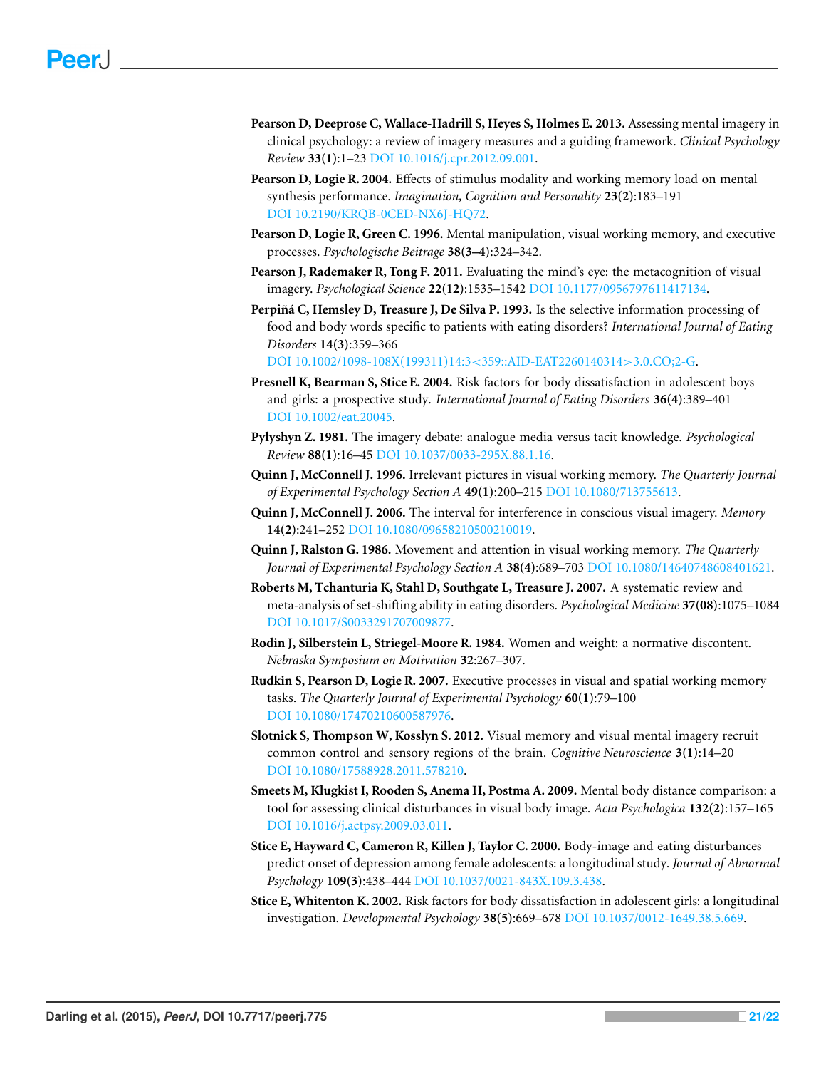**Pearson D, Deeprose C, Wallace-Hadrill S, Heyes S, Holmes E. 2013.** Assessing mental imagery in clinical psychology: a review of imagery measures and a guiding framework. *Clinical Psychology Review* **33(1)**:1–23 DOI 10.1016/j.cpr.2012.09.001.

**Pearson D, Logie R. 2004.** Effects of stimulus modality and working memory load on mental synthesis performance. *Imagination, Cognition and Personality* **23(2)**:183–191 DOI 10.2190/KRQB-0CED-NX6J-HQ72.

**Pearson D, Logie R, Green C. 1996.** Mental manipulation, visual working memory, and executive processes. *Psychologische Beitrage* **38(3–4)**:324–342.

**Pearson J, Rademaker R, Tong F. 2011.** Evaluating the mind's eye: the metacognition of visual imagery. *Psychological Science* **22(12)**:1535–1542 DOI 10.1177/0956797611417134.

**Perpiñá C, Hemsley D, Treasure J, De Silva P. 1993.** Is the selective information processing of food and body words specific to patients with eating disorders? *International Journal of Eating Disorders* **14(3)**:359–366 DOI 10.1002/1098-108X(199311)14:3<359::AID-EAT2260140314>3.0.CO;2-G.

**Presnell K, Bearman S, Stice E. 2004.** Risk factors for body dissatisfaction in adolescent boys and girls: a prospective study. *International Journal of Eating Disorders* **36(4)**:389–401 DOI 10.1002/eat.20045.

**Pylyshyn Z. 1981.** The imagery debate: analogue media versus tacit knowledge. *Psychological Review* **88(1)**:16–45 DOI 10.1037/0033-295X.88.1.16.

**Quinn J, McConnell J. 1996.** Irrelevant pictures in visual working memory. *The Quarterly Journal of Experimental Psychology Section A* **49(1)**:200–215 DOI 10.1080/713755613.

**Quinn J, McConnell J. 2006.** The interval for interference in conscious visual imagery. *Memory* **14(2)**:241–252 DOI 10.1080/09658210500210019.

**Quinn J, Ralston G. 1986.** Movement and attention in visual working memory. *The Quarterly Journal of Experimental Psychology Section A* **38(4)**:689–703 DOI 10.1080/14640748608401621.

**Roberts M, Tchanturia K, Stahl D, Southgate L, Treasure J. 2007.** A systematic review and meta-analysis of set-shifting ability in eating disorders. *Psychological Medicine* **37(08)**:1075–1084 DOI 10.1017/S0033291707009877.

**Rodin J, Silberstein L, Striegel-Moore R. 1984.** Women and weight: a normative discontent. *Nebraska Symposium on Motivation* **32**:267–307.

**Rudkin S, Pearson D, Logie R. 2007.** Executive processes in visual and spatial working memory tasks. *The Quarterly Journal of Experimental Psychology* **60(1)**:79–100 DOI 10.1080/17470210600587976.

**Slotnick S, Thompson W, Kosslyn S. 2012.** Visual memory and visual mental imagery recruit common control and sensory regions of the brain. *Cognitive Neuroscience* **3(1)**:14–20 DOI 10.1080/17588928.2011.578210.

**Smeets M, Klugkist I, Rooden S, Anema H, Postma A. 2009.** Mental body distance comparison: a tool for assessing clinical disturbances in visual body image. *Acta Psychologica* **132(2)**:157–165 DOI 10.1016/j.actpsy.2009.03.011.

**Stice E, Hayward C, Cameron R, Killen J, Taylor C. 2000.** Body-image and eating disturbances predict onset of depression among female adolescents: a longitudinal study. *Journal of Abnormal Psychology* **109(3)**:438–444 DOI 10.1037/0021-843X.109.3.438.

**Stice E, Whitenton K. 2002.** Risk factors for body dissatisfaction in adolescent girls: a longitudinal investigation. *Developmental Psychology* **38(5)**:669–678 DOI 10.1037/0012-1649.38.5.669.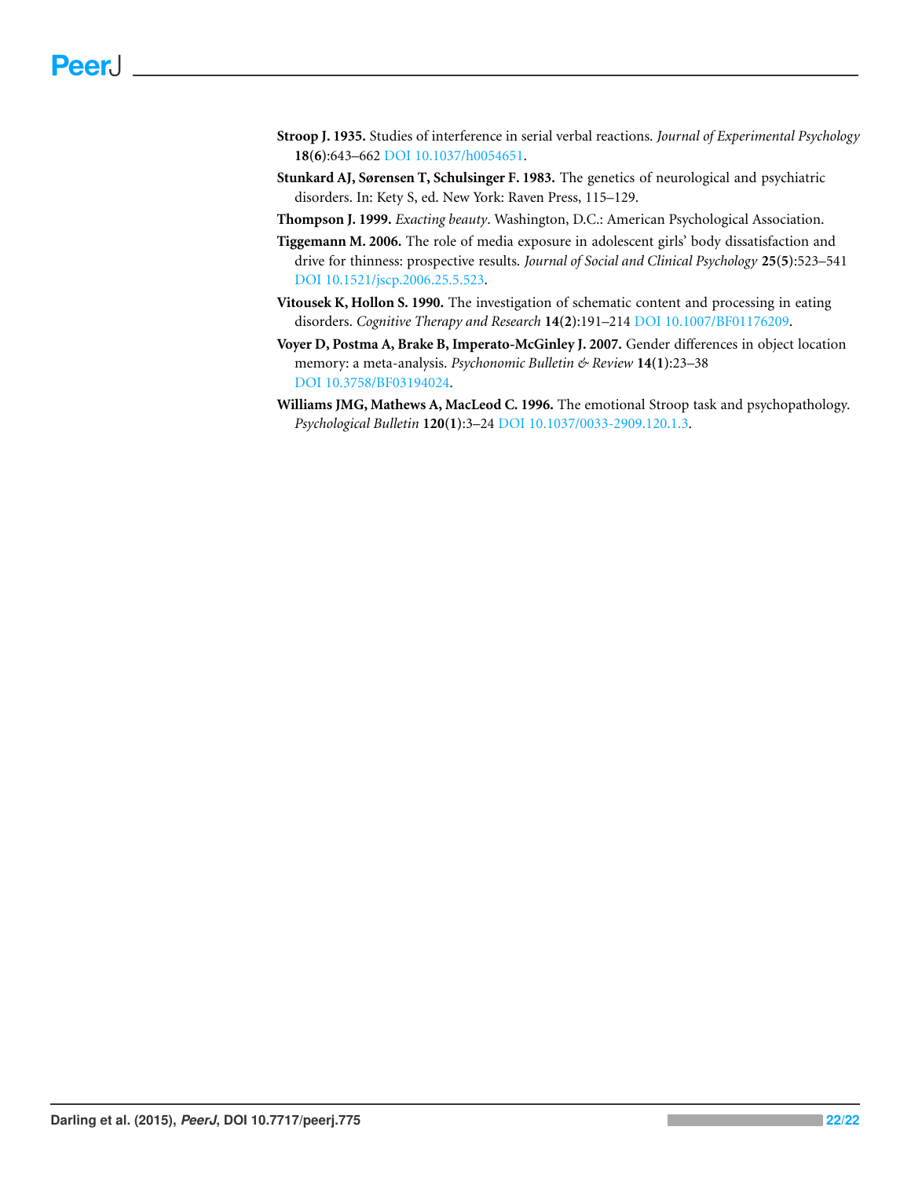**Stroop J. 1935.** Studies of interference in serial verbal reactions. *Journal of Experimental Psychology* **18(6)**:643–662 DOI 10.1037/h0054651.

**Stunkard AJ, Sørensen T, Schulsinger F. 1983.** The genetics of neurological and psychiatric disorders. In: Kety S, ed. New York: Raven Press, 115–129.

**Thompson J. 1999.** *Exacting beauty*. Washington, D.C.: American Psychological Association.

**Tiggemann M. 2006.** The role of media exposure in adolescent girls' body dissatisfaction and drive for thinness: prospective results. *Journal of Social and Clinical Psychology* **25(5)**:523–541 DOI 10.1521/jscp.2006.25.5.523.

**Vitousek K, Hollon S. 1990.** The investigation of schematic content and processing in eating disorders. *Cognitive Therapy and Research* **14(2)**:191–214 DOI 10.1007/BF01176209.

**Voyer D, Postma A, Brake B, Imperato-McGinley J. 2007.** Gender differences in object location memory: a meta-analysis. *Psychonomic Bulletin & Review* **14(1)**:23–38 DOI 10.3758/BF03194024.

**Williams JMG, Mathews A, MacLeod C. 1996.** The emotional Stroop task and psychopathology. *Psychological Bulletin* **120(1)**:3–24 DOI 10.1037/0033-2909.120.1.3.